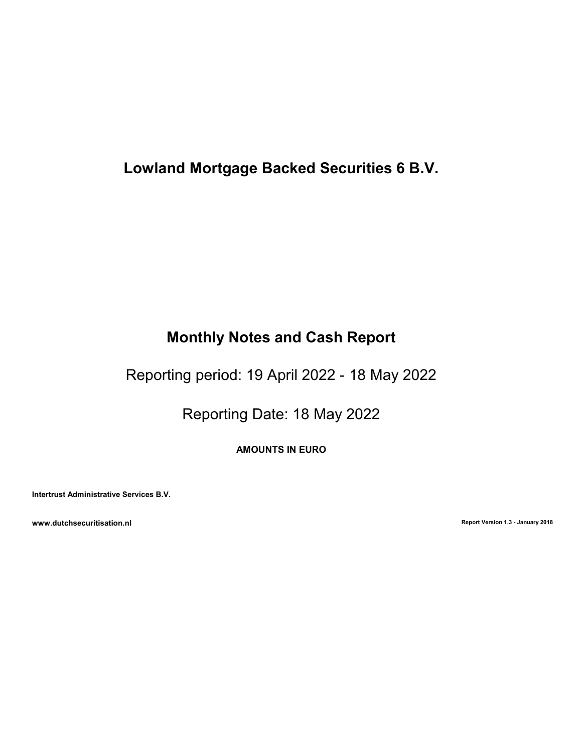# Lowland Mortgage Backed Securities 6 B.V.

# Monthly Notes and Cash Report

Reporting period: 19 April 2022 - 18 May 2022

Reporting Date: 18 May 2022

**AMOUNTS IN EURO**

**Intertrust Administrative Services B.V.**

**www.dutchsecuritisation.nl**

**Report Version 1.3 - January 2018**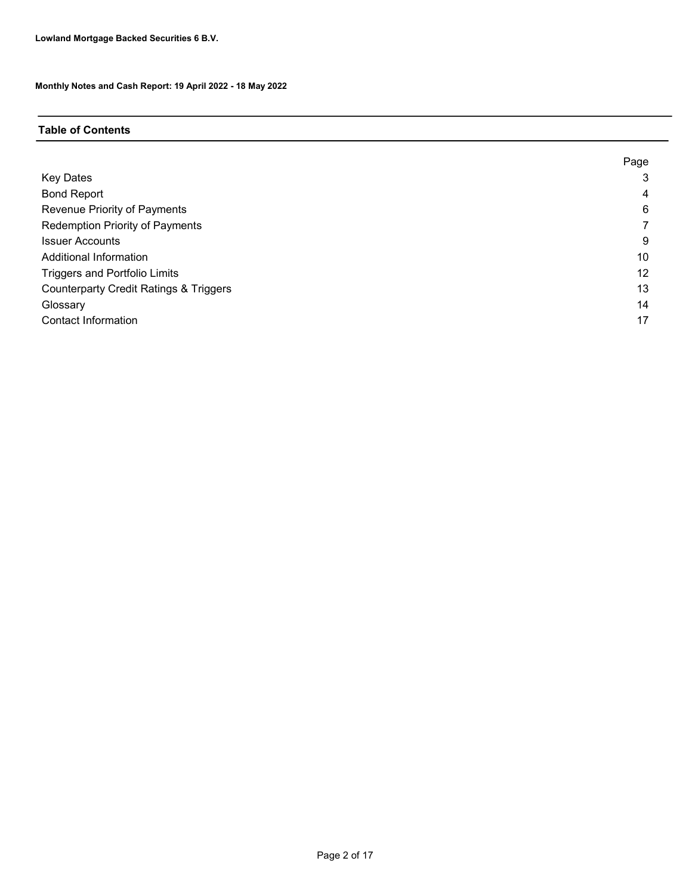**Lowland Mortgage Backed Securities 6 B.V.**

**Monthly Notes and Cash Report: 19 April 2022 - 18 May 2022**

## Table of Contents

| | Page |
|---|---|
| Key Dates | 3 |
| Bond Report | 4 |
| Revenue Priority of Payments | 6 |
| Redemption Priority of Payments | 7 |
| Issuer Accounts | 9 |
| Additional Information | 10 |
| Triggers and Portfolio Limits | 12 |
| Counterparty Credit Ratings & Triggers | 13 |
| Glossary | 14 |
| Contact Information | 17 |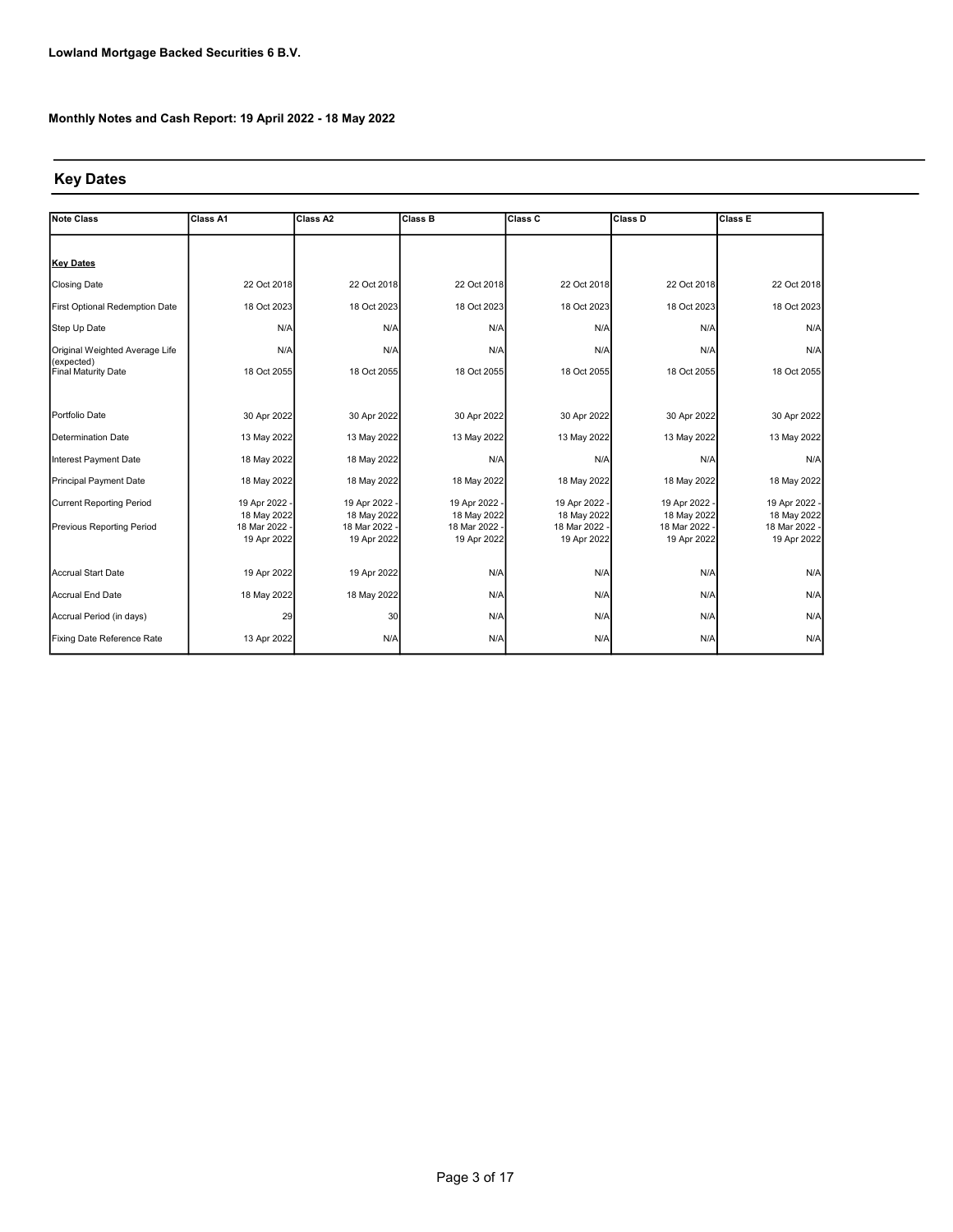**Lowland Mortgage Backed Securities 6 B.V.**

**Monthly Notes and Cash Report: 19 April 2022 - 18 May 2022**

## Key Dates

| Note Class | Class A1 | Class A2 | Class B | Class C | Class D | Class E |
|---|---|---|---|---|---|---|
| **Key Dates** | | | | | | |
| Closing Date | 22 Oct 2018 | 22 Oct 2018 | 22 Oct 2018 | 22 Oct 2018 | 22 Oct 2018 | 22 Oct 2018 |
| First Optional Redemption Date | 18 Oct 2023 | 18 Oct 2023 | 18 Oct 2023 | 18 Oct 2023 | 18 Oct 2023 | 18 Oct 2023 |
| Step Up Date | N/A | N/A | N/A | N/A | N/A | N/A |
| Original Weighted Average Life (expected) | N/A | N/A | N/A | N/A | N/A | N/A |
| Final Maturity Date | 18 Oct 2055 | 18 Oct 2055 | 18 Oct 2055 | 18 Oct 2055 | 18 Oct 2055 | 18 Oct 2055 |
| Portfolio Date | 30 Apr 2022 | 30 Apr 2022 | 30 Apr 2022 | 30 Apr 2022 | 30 Apr 2022 | 30 Apr 2022 |
| Determination Date | 13 May 2022 | 13 May 2022 | 13 May 2022 | 13 May 2022 | 13 May 2022 | 13 May 2022 |
| Interest Payment Date | 18 May 2022 | 18 May 2022 | N/A | N/A | N/A | N/A |
| Principal Payment Date | 18 May 2022 | 18 May 2022 | 18 May 2022 | 18 May 2022 | 18 May 2022 | 18 May 2022 |
| Current Reporting Period | 19 Apr 2022 - 18 May 2022 | 19 Apr 2022 - 18 May 2022 | 19 Apr 2022 - 18 May 2022 | 19 Apr 2022 - 18 May 2022 | 19 Apr 2022 - 18 May 2022 | 19 Apr 2022 - 18 May 2022 |
| Previous Reporting Period | 18 Mar 2022 - 19 Apr 2022 | 18 Mar 2022 - 19 Apr 2022 | 18 Mar 2022 - 19 Apr 2022 | 18 Mar 2022 - 19 Apr 2022 | 18 Mar 2022 - 19 Apr 2022 | 18 Mar 2022 - 19 Apr 2022 |
| Accrual Start Date | 19 Apr 2022 | 19 Apr 2022 | N/A | N/A | N/A | N/A |
| Accrual End Date | 18 May 2022 | 18 May 2022 | N/A | N/A | N/A | N/A |
| Accrual Period (in days) | 29 | 30 | N/A | N/A | N/A | N/A |
| Fixing Date Reference Rate | 13 Apr 2022 | N/A | N/A | N/A | N/A | N/A |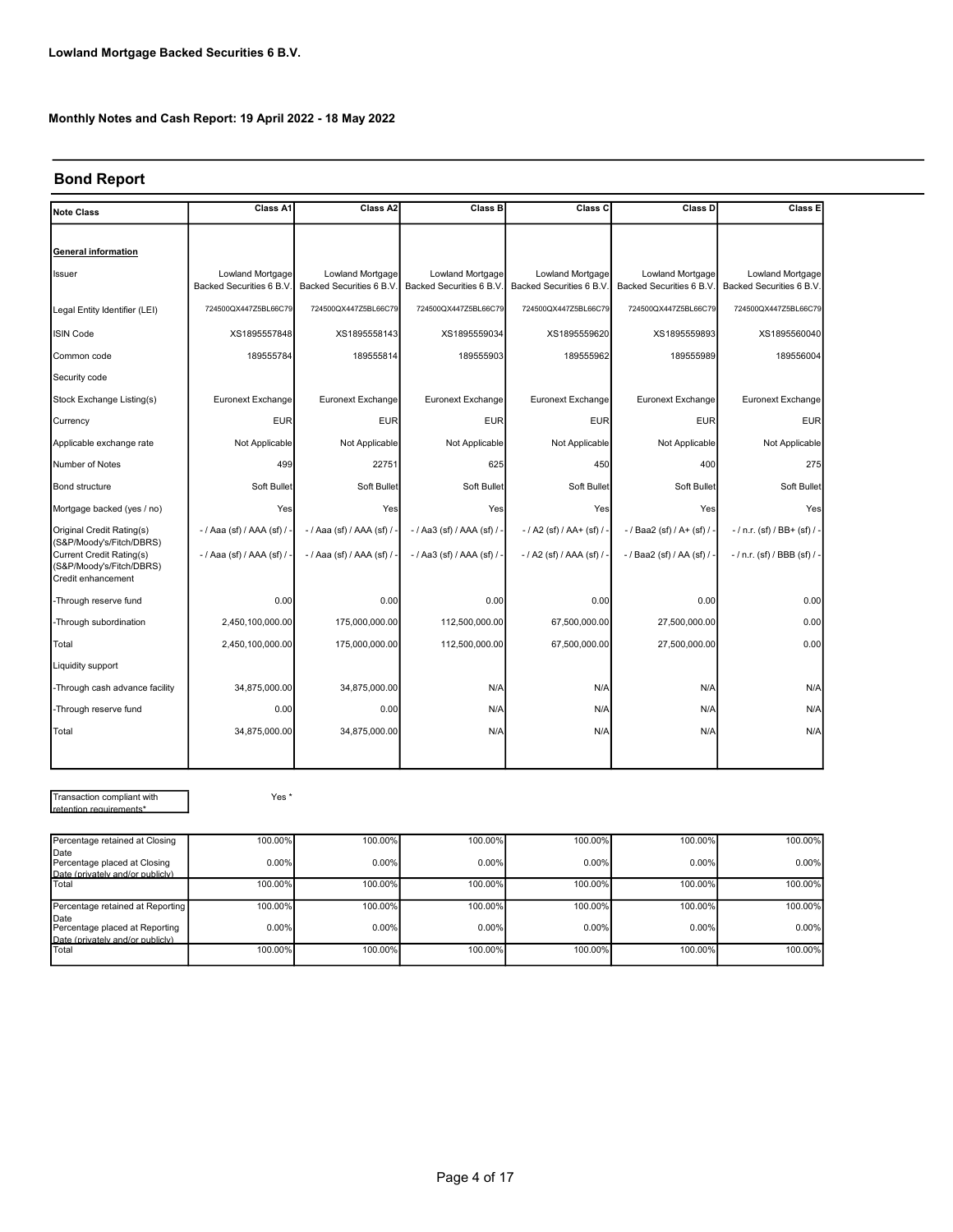**Lowland Mortgage Backed Securities 6 B.V.**

**Monthly Notes and Cash Report: 19 April 2022 - 18 May 2022**

## Bond Report

| Note Class | Class A1 | Class A2 | Class B | Class C | Class D | Class E |
|---|---|---|---|---|---|---|
| **General information** | | | | | | |
| Issuer | Lowland Mortgage Backed Securities 6 B.V. | Lowland Mortgage Backed Securities 6 B.V. | Lowland Mortgage Backed Securities 6 B.V. | Lowland Mortgage Backed Securities 6 B.V. | Lowland Mortgage Backed Securities 6 B.V. | Lowland Mortgage Backed Securities 6 B.V. |
| Legal Entity Identifier (LEI) | 724500QX447Z5BL66C79 | 724500QX447Z5BL66C79 | 724500QX447Z5BL66C79 | 724500QX447Z5BL66C79 | 724500QX447Z5BL66C79 | 724500QX447Z5BL66C79 |
| ISIN Code | XS1895557848 | XS1895558143 | XS1895559034 | XS1895559620 | XS1895559893 | XS1895560040 |
| Common code | 189555784 | 189555814 | 189555903 | 189555962 | 189555989 | 189556004 |
| Security code | | | | | | |
| Stock Exchange Listing(s) | Euronext Exchange | Euronext Exchange | Euronext Exchange | Euronext Exchange | Euronext Exchange | Euronext Exchange |
| Currency | EUR | EUR | EUR | EUR | EUR | EUR |
| Applicable exchange rate | Not Applicable | Not Applicable | Not Applicable | Not Applicable | Not Applicable | Not Applicable |
| Number of Notes | 499 | 22751 | 625 | 450 | 400 | 275 |
| Bond structure | Soft Bullet | Soft Bullet | Soft Bullet | Soft Bullet | Soft Bullet | Soft Bullet |
| Mortgage backed (yes / no) | Yes | Yes | Yes | Yes | Yes | Yes |
| Original Credit Rating(s) (S&P/Moody's/Fitch/DBRS) | - / Aaa (sf) / AAA (sf) / - | - / Aaa (sf) / AAA (sf) / - | - / Aa3 (sf) / AAA (sf) / - | - / A2 (sf) / AA+ (sf) / - | - / Baa2 (sf) / A+ (sf) / - | - / n.r. (sf) / BB+ (sf) / - |
| Current Credit Rating(s) (S&P/Moody's/Fitch/DBRS) | - / Aaa (sf) / AAA (sf) / - | - / Aaa (sf) / AAA (sf) / - | - / Aa3 (sf) / AAA (sf) / - | - / A2 (sf) / AAA (sf) / - | - / Baa2 (sf) / AA (sf) / - | - / n.r. (sf) / BBB (sf) / - |
| Credit enhancement | | | | | | |
| -Through reserve fund | 0.00 | 0.00 | 0.00 | 0.00 | 0.00 | 0.00 |
| -Through subordination | 2,450,100,000.00 | 175,000,000.00 | 112,500,000.00 | 67,500,000.00 | 27,500,000.00 | 0.00 |
| Total | 2,450,100,000.00 | 175,000,000.00 | 112,500,000.00 | 67,500,000.00 | 27,500,000.00 | 0.00 |
| Liquidity support | | | | | | |
| -Through cash advance facility | 34,875,000.00 | 34,875,000.00 | N/A | N/A | N/A | N/A |
| -Through reserve fund | 0.00 | 0.00 | N/A | N/A | N/A | N/A |
| Total | 34,875,000.00 | 34,875,000.00 | N/A | N/A | N/A | N/A |

Transaction compliant with retention requirements*: Yes *

| | Class A1 | Class A2 | Class B | Class C | Class D | Class E |
|---|---|---|---|---|---|---|
| Percentage retained at Closing Date | 100.00% | 100.00% | 100.00% | 100.00% | 100.00% | 100.00% |
| Percentage placed at Closing Date (privately and/or publicly) | 0.00% | 0.00% | 0.00% | 0.00% | 0.00% | 0.00% |
| Total | 100.00% | 100.00% | 100.00% | 100.00% | 100.00% | 100.00% |
| Percentage retained at Reporting Date | 100.00% | 100.00% | 100.00% | 100.00% | 100.00% | 100.00% |
| Percentage placed at Reporting Date (privately and/or publicly) | 0.00% | 0.00% | 0.00% | 0.00% | 0.00% | 0.00% |
| Total | 100.00% | 100.00% | 100.00% | 100.00% | 100.00% | 100.00% |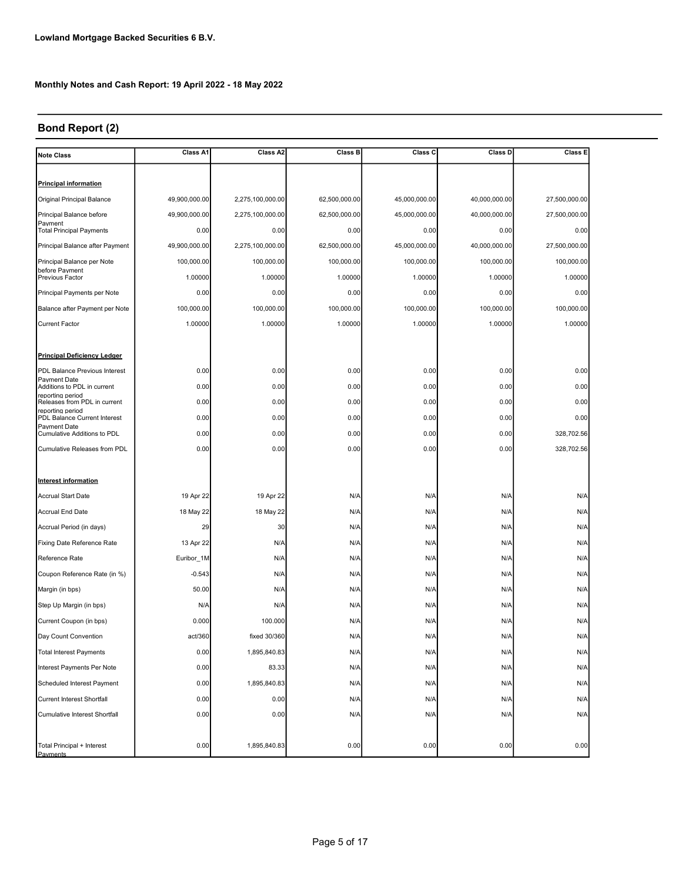**Lowland Mortgage Backed Securities 6 B.V.**

**Monthly Notes and Cash Report: 19 April 2022 - 18 May 2022**

## Bond Report (2)

| Note Class | Class A1 | Class A2 | Class B | Class C | Class D | Class E |
|---|---|---|---|---|---|---|
| **Principal information** | | | | | | |
| Original Principal Balance | 49,900,000.00 | 2,275,100,000.00 | 62,500,000.00 | 45,000,000.00 | 40,000,000.00 | 27,500,000.00 |
| Principal Balance before Payment | 49,900,000.00 | 2,275,100,000.00 | 62,500,000.00 | 45,000,000.00 | 40,000,000.00 | 27,500,000.00 |
| Total Principal Payments | 0.00 | 0.00 | 0.00 | 0.00 | 0.00 | 0.00 |
| Principal Balance after Payment | 49,900,000.00 | 2,275,100,000.00 | 62,500,000.00 | 45,000,000.00 | 40,000,000.00 | 27,500,000.00 |
| Principal Balance per Note before Payment | 100,000.00 | 100,000.00 | 100,000.00 | 100,000.00 | 100,000.00 | 100,000.00 |
| Previous Factor | 1.00000 | 1.00000 | 1.00000 | 1.00000 | 1.00000 | 1.00000 |
| Principal Payments per Note | 0.00 | 0.00 | 0.00 | 0.00 | 0.00 | 0.00 |
| Balance after Payment per Note | 100,000.00 | 100,000.00 | 100,000.00 | 100,000.00 | 100,000.00 | 100,000.00 |
| Current Factor | 1.00000 | 1.00000 | 1.00000 | 1.00000 | 1.00000 | 1.00000 |
| **Principal Deficiency Ledger** | | | | | | |
| PDL Balance Previous Interest Payment Date | 0.00 | 0.00 | 0.00 | 0.00 | 0.00 | 0.00 |
| Additions to PDL in current reporting period | 0.00 | 0.00 | 0.00 | 0.00 | 0.00 | 0.00 |
| Releases from PDL in current reporting period | 0.00 | 0.00 | 0.00 | 0.00 | 0.00 | 0.00 |
| PDL Balance Current Interest Payment Date | 0.00 | 0.00 | 0.00 | 0.00 | 0.00 | 0.00 |
| Cumulative Additions to PDL | 0.00 | 0.00 | 0.00 | 0.00 | 0.00 | 328,702.56 |
| Cumulative Releases from PDL | 0.00 | 0.00 | 0.00 | 0.00 | 0.00 | 328,702.56 |
| **Interest information** | | | | | | |
| Accrual Start Date | 19 Apr 22 | 19 Apr 22 | N/A | N/A | N/A | N/A |
| Accrual End Date | 18 May 22 | 18 May 22 | N/A | N/A | N/A | N/A |
| Accrual Period (in days) | 29 | 30 | N/A | N/A | N/A | N/A |
| Fixing Date Reference Rate | 13 Apr 22 | N/A | N/A | N/A | N/A | N/A |
| Reference Rate | Euribor_1M | N/A | N/A | N/A | N/A | N/A |
| Coupon Reference Rate (in %) | -0.543 | N/A | N/A | N/A | N/A | N/A |
| Margin (in bps) | 50.00 | N/A | N/A | N/A | N/A | N/A |
| Step Up Margin (in bps) | N/A | N/A | N/A | N/A | N/A | N/A |
| Current Coupon (in bps) | 0.000 | 100.000 | N/A | N/A | N/A | N/A |
| Day Count Convention | act/360 | fixed 30/360 | N/A | N/A | N/A | N/A |
| Total Interest Payments | 0.00 | 1,895,840.83 | N/A | N/A | N/A | N/A |
| Interest Payments Per Note | 0.00 | 83.33 | N/A | N/A | N/A | N/A |
| Scheduled Interest Payment | 0.00 | 1,895,840.83 | N/A | N/A | N/A | N/A |
| Current Interest Shortfall | 0.00 | 0.00 | N/A | N/A | N/A | N/A |
| Cumulative Interest Shortfall | 0.00 | 0.00 | N/A | N/A | N/A | N/A |
| Total Principal + Interest Payments | 0.00 | 1,895,840.83 | 0.00 | 0.00 | 0.00 | 0.00 |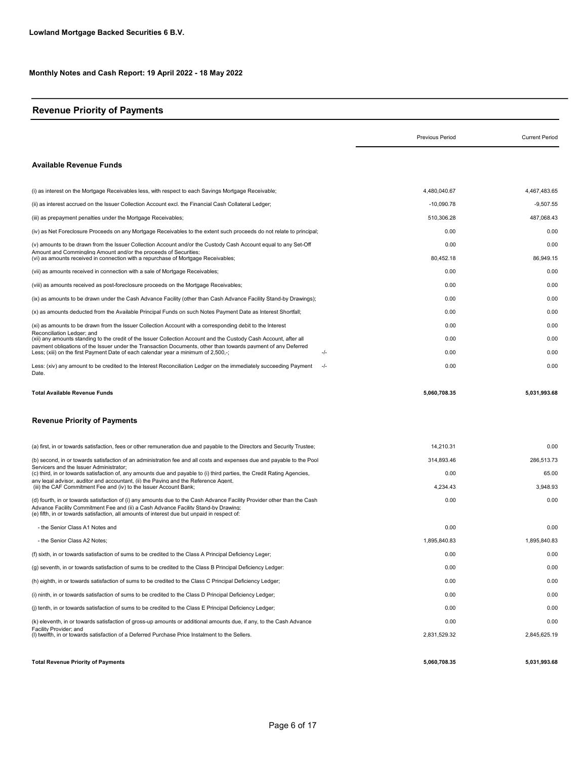**Lowland Mortgage Backed Securities 6 B.V.**

**Monthly Notes and Cash Report: 19 April 2022 - 18 May 2022**

## Revenue Priority of Payments

| | | Previous Period | Current Period |
|---|---|---|---|
| **Available Revenue Funds** | | | |
| (i) as interest on the Mortgage Receivables less, with respect to each Savings Mortgage Receivable; | | 4,480,040.67 | 4,467,483.65 |
| (ii) as interest accrued on the Issuer Collection Account excl. the Financial Cash Collateral Ledger; | | -10,090.78 | -9,507.55 |
| (iii) as prepayment penalties under the Mortgage Receivables; | | 510,306.28 | 487,068.43 |
| (iv) as Net Foreclosure Proceeds on any Mortgage Receivables to the extent such proceeds do not relate to principal; | | 0.00 | 0.00 |
| (v) amounts to be drawn from the Issuer Collection Account and/or the Custody Cash Account equal to any Set-Off Amount and Commingling Amount and/or the proceeds of Securities; | | 0.00 | 0.00 |
| (vi) as amounts received in connection with a repurchase of Mortgage Receivables; | | 80,452.18 | 86,949.15 |
| (vii) as amounts received in connection with a sale of Mortgage Receivables; | | 0.00 | 0.00 |
| (viii) as amounts received as post-foreclosure proceeds on the Mortgage Receivables; | | 0.00 | 0.00 |
| (ix) as amounts to be drawn under the Cash Advance Facility (other than Cash Advance Facility Stand-by Drawings); | | 0.00 | 0.00 |
| (x) as amounts deducted from the Available Principal Funds on such Notes Payment Date as Interest Shortfall; | | 0.00 | 0.00 |
| (xi) as amounts to be drawn from the Issuer Collection Account with a corresponding debit to the Interest Reconciliation Ledger; and | | 0.00 | 0.00 |
| (xii) any amounts standing to the credit of the Issuer Collection Account and the Custody Cash Account, after all payment obligations of the Issuer under the Transaction Documents, other than towards payment of any Deferred | | 0.00 | 0.00 |
| Less; (xiii) on the first Payment Date of each calendar year a minimum of 2,500,-; | -/- | 0.00 | 0.00 |
| Less: (xiv) any amount to be credited to the Interest Reconciliation Ledger on the immediately succeeding Payment Date. | -/- | 0.00 | 0.00 |
| **Total Available Revenue Funds** | | **5,060,708.35** | **5,031,993.68** |

### Revenue Priority of Payments

| | Previous Period | Current Period |
|---|---|---|
| (a) first, in or towards satisfaction, fees or other remuneration due and payable to the Directors and Security Trustee; | 14,210.31 | 0.00 |
| (b) second, in or towards satisfaction of an administration fee and all costs and expenses due and payable to the Pool Servicers and the Issuer Administrator; | 314,893.46 | 286,513.73 |
| (c) third, in or towards satisfaction of, any amounts due and payable to (i) third parties, the Credit Rating Agencies, any legal advisor, auditor and accountant, (ii) the Paying and the Reference Agent, | 0.00 | 65.00 |
| (iii) the CAF Commitment Fee and (iv) to the Issuer Account Bank; | 4,234.43 | 3,948.93 |
| (d) fourth, in or towards satisfaction of (i) any amounts due to the Cash Advance Facility Provider other than the Cash Advance Facility Commitment Fee and (ii) a Cash Advance Facility Stand-by Drawing; | 0.00 | 0.00 |
| (e) fifth, in or towards satisfaction, all amounts of interest due but unpaid in respect of: | | |
| - the Senior Class A1 Notes and | 0.00 | 0.00 |
| - the Senior Class A2 Notes; | 1,895,840.83 | 1,895,840.83 |
| (f) sixth, in or towards satisfaction of sums to be credited to the Class A Principal Deficiency Leger; | 0.00 | 0.00 |
| (g) seventh, in or towards satisfaction of sums to be credited to the Class B Principal Deficiency Ledger: | 0.00 | 0.00 |
| (h) eighth, in or towards satisfaction of sums to be credited to the Class C Principal Deficiency Ledger; | 0.00 | 0.00 |
| (i) ninth, in or towards satisfaction of sums to be credited to the Class D Principal Deficiency Ledger; | 0.00 | 0.00 |
| (j) tenth, in or towards satisfaction of sums to be credited to the Class E Principal Deficiency Ledger; | 0.00 | 0.00 |
| (k) eleventh, in or towards satisfaction of gross-up amounts or additional amounts due, if any, to the Cash Advance Facility Provider; and | 0.00 | 0.00 |
| (l) twelfth, in or towards satisfaction of a Deferred Purchase Price Instalment to the Sellers. | 2,831,529.32 | 2,845,625.19 |
| **Total Revenue Priority of Payments** | **5,060,708.35** | **5,031,993.68** |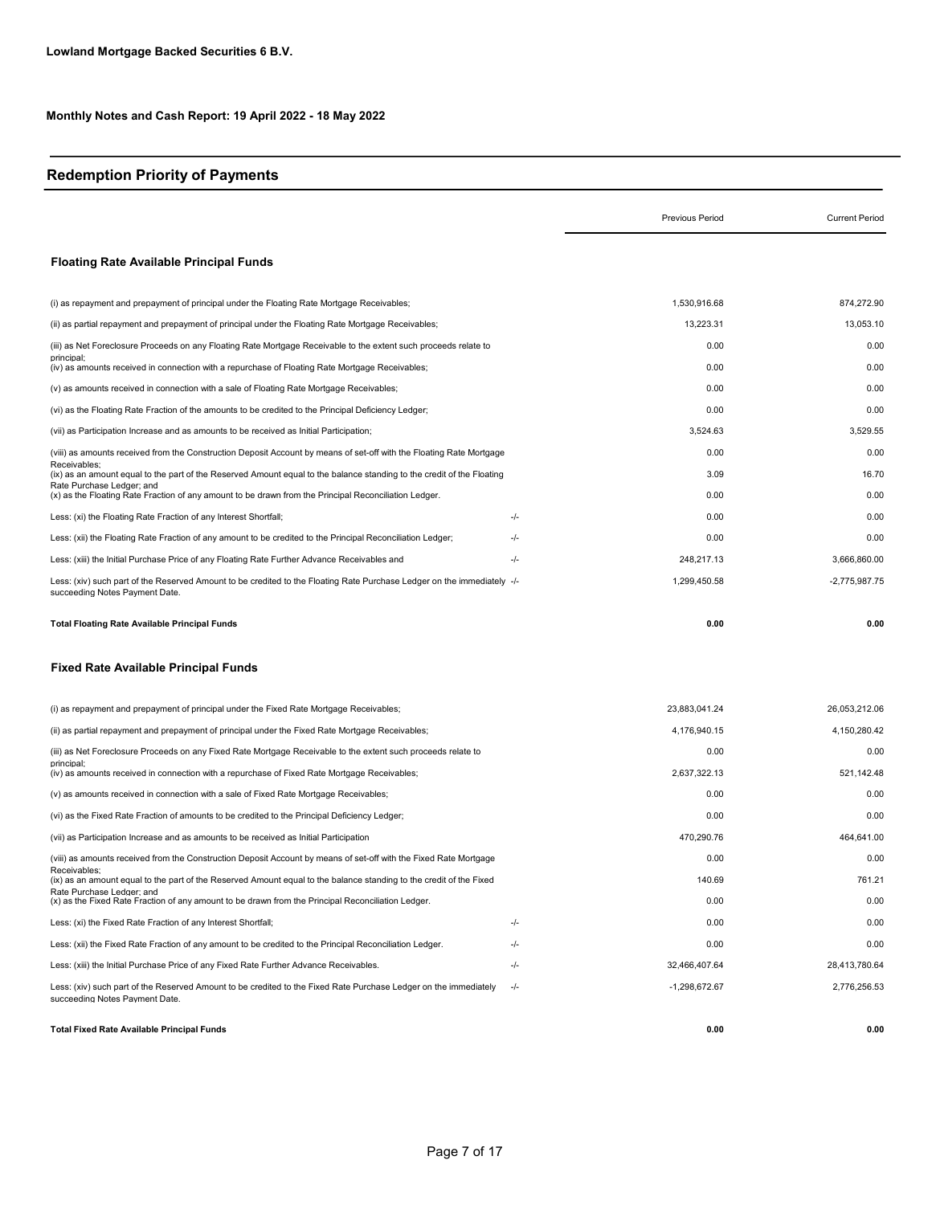**Lowland Mortgage Backed Securities 6 B.V.**

**Monthly Notes and Cash Report: 19 April 2022 - 18 May 2022**

## Redemption Priority of Payments

| | | Previous Period | Current Period |
|---|---|---|---|
| **Floating Rate Available Principal Funds** | | | |
| (i) as repayment and prepayment of principal under the Floating Rate Mortgage Receivables; | | 1,530,916.68 | 874,272.90 |
| (ii) as partial repayment and prepayment of principal under the Floating Rate Mortgage Receivables; | | 13,223.31 | 13,053.10 |
| (iii) as Net Foreclosure Proceeds on any Floating Rate Mortgage Receivable to the extent such proceeds relate to principal; | | 0.00 | 0.00 |
| (iv) as amounts received in connection with a repurchase of Floating Rate Mortgage Receivables; | | 0.00 | 0.00 |
| (v) as amounts received in connection with a sale of Floating Rate Mortgage Receivables; | | 0.00 | 0.00 |
| (vi) as the Floating Rate Fraction of the amounts to be credited to the Principal Deficiency Ledger; | | 0.00 | 0.00 |
| (vii) as Participation Increase and as amounts to be received as Initial Participation; | | 3,524.63 | 3,529.55 |
| (viii) as amounts received from the Construction Deposit Account by means of set-off with the Floating Rate Mortgage Receivables; | | 0.00 | 0.00 |
| (ix) as an amount equal to the part of the Reserved Amount equal to the balance standing to the credit of the Floating Rate Purchase Ledger; and | | 3.09 | 16.70 |
| (x) as the Floating Rate Fraction of any amount to be drawn from the Principal Reconciliation Ledger. | | 0.00 | 0.00 |
| Less: (xi) the Floating Rate Fraction of any Interest Shortfall; | -/- | 0.00 | 0.00 |
| Less: (xii) the Floating Rate Fraction of any amount to be credited to the Principal Reconciliation Ledger; | -/- | 0.00 | 0.00 |
| Less: (xiii) the Initial Purchase Price of any Floating Rate Further Advance Receivables and | -/- | 248,217.13 | 3,666,860.00 |
| Less: (xiv) such part of the Reserved Amount to be credited to the Floating Rate Purchase Ledger on the immediately succeeding Notes Payment Date. | -/- | 1,299,450.58 | -2,775,987.75 |
| **Total Floating Rate Available Principal Funds** | | **0.00** | **0.00** |
| **Fixed Rate Available Principal Funds** | | | |
| (i) as repayment and prepayment of principal under the Fixed Rate Mortgage Receivables; | | 23,883,041.24 | 26,053,212.06 |
| (ii) as partial repayment and prepayment of principal under the Fixed Rate Mortgage Receivables; | | 4,176,940.15 | 4,150,280.42 |
| (iii) as Net Foreclosure Proceeds on any Fixed Rate Mortgage Receivable to the extent such proceeds relate to principal; | | 0.00 | 0.00 |
| (iv) as amounts received in connection with a repurchase of Fixed Rate Mortgage Receivables; | | 2,637,322.13 | 521,142.48 |
| (v) as amounts received in connection with a sale of Fixed Rate Mortgage Receivables; | | 0.00 | 0.00 |
| (vi) as the Fixed Rate Fraction of amounts to be credited to the Principal Deficiency Ledger; | | 0.00 | 0.00 |
| (vii) as Participation Increase and as amounts to be received as Initial Participation | | 470,290.76 | 464,641.00 |
| (viii) as amounts received from the Construction Deposit Account by means of set-off with the Fixed Rate Mortgage Receivables; | | 0.00 | 0.00 |
| (ix) as an amount equal to the part of the Reserved Amount equal to the balance standing to the credit of the Fixed Rate Purchase Ledger; and | | 140.69 | 761.21 |
| (x) as the Fixed Rate Fraction of any amount to be drawn from the Principal Reconciliation Ledger. | | 0.00 | 0.00 |
| Less: (xi) the Fixed Rate Fraction of any Interest Shortfall; | -/- | 0.00 | 0.00 |
| Less: (xii) the Fixed Rate Fraction of any amount to be credited to the Principal Reconciliation Ledger. | -/- | 0.00 | 0.00 |
| Less: (xiii) the Initial Purchase Price of any Fixed Rate Further Advance Receivables. | -/- | 32,466,407.64 | 28,413,780.64 |
| Less: (xiv) such part of the Reserved Amount to be credited to the Fixed Rate Purchase Ledger on the immediately succeeding Notes Payment Date. | -/- | -1,298,672.67 | 2,776,256.53 |
| **Total Fixed Rate Available Principal Funds** | | **0.00** | **0.00** |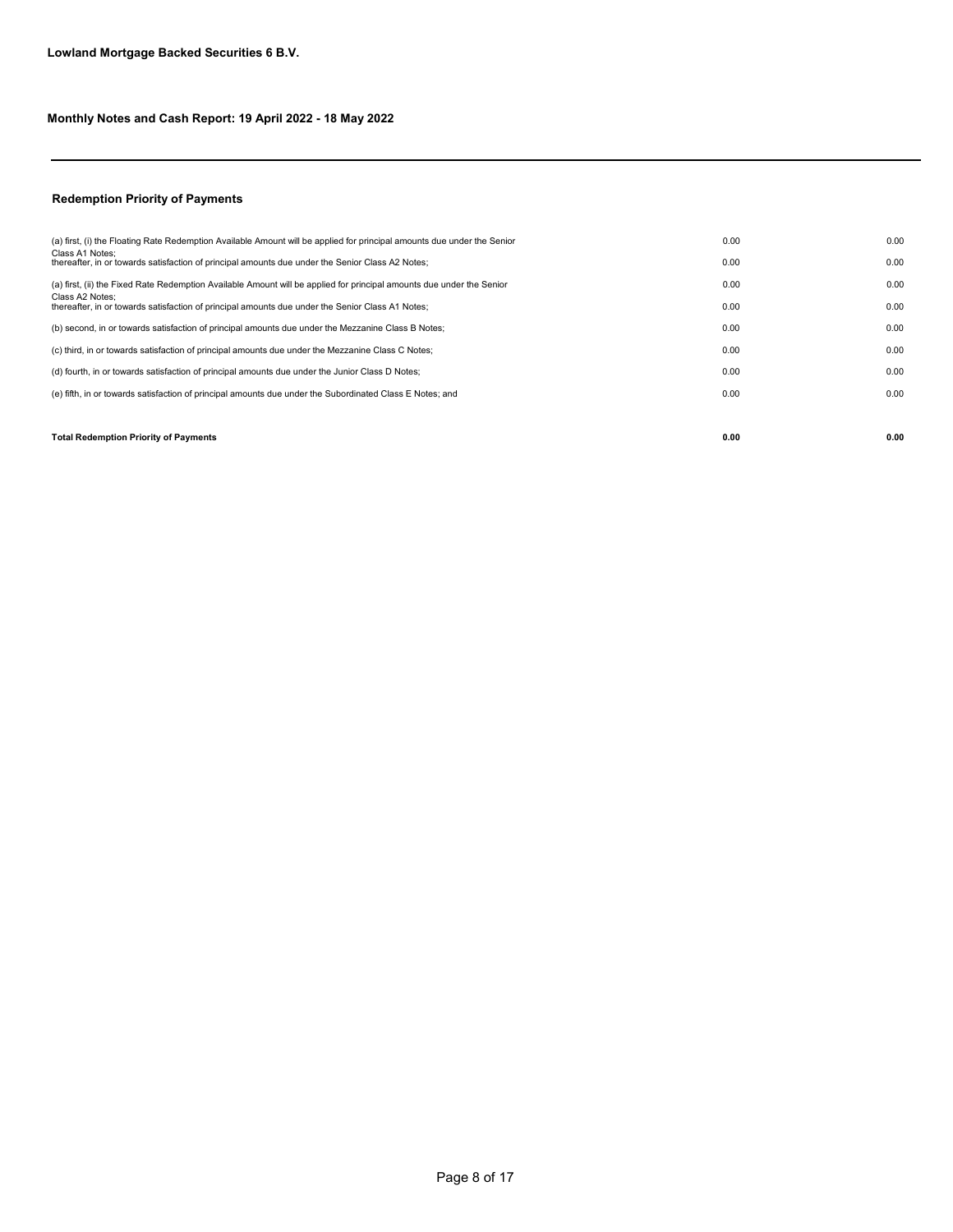**Lowland Mortgage Backed Securities 6 B.V.**

**Monthly Notes and Cash Report: 19 April 2022 - 18 May 2022**

## Redemption Priority of Payments

| | | |
|---|---|---|
| (a) first, (i) the Floating Rate Redemption Available Amount will be applied for principal amounts due under the Senior Class A1 Notes; | 0.00 | 0.00 |
| thereafter, in or towards satisfaction of principal amounts due under the Senior Class A2 Notes; | 0.00 | 0.00 |
| (a) first, (ii) the Fixed Rate Redemption Available Amount will be applied for principal amounts due under the Senior Class A2 Notes; | 0.00 | 0.00 |
| thereafter, in or towards satisfaction of principal amounts due under the Senior Class A1 Notes; | 0.00 | 0.00 |
| (b) second, in or towards satisfaction of principal amounts due under the Mezzanine Class B Notes; | 0.00 | 0.00 |
| (c) third, in or towards satisfaction of principal amounts due under the Mezzanine Class C Notes; | 0.00 | 0.00 |
| (d) fourth, in or towards satisfaction of principal amounts due under the Junior Class D Notes; | 0.00 | 0.00 |
| (e) fifth, in or towards satisfaction of principal amounts due under the Subordinated Class E Notes; and | 0.00 | 0.00 |
| **Total Redemption Priority of Payments** | **0.00** | **0.00** |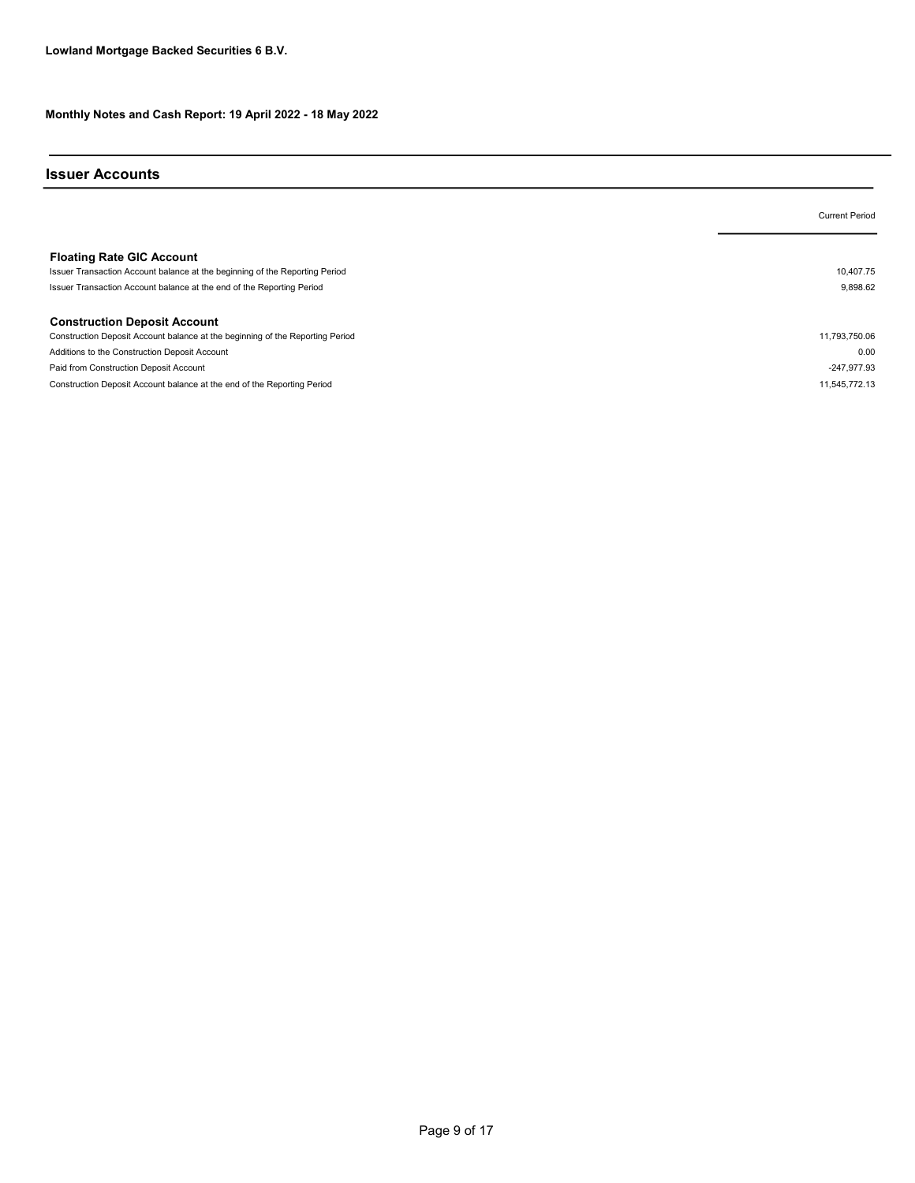**Lowland Mortgage Backed Securities 6 B.V.**

**Monthly Notes and Cash Report: 19 April 2022 - 18 May 2022**

## Issuer Accounts

| | Current Period |
|---|---|
| **Floating Rate GIC Account** | |
| Issuer Transaction Account balance at the beginning of the Reporting Period | 10,407.75 |
| Issuer Transaction Account balance at the end of the Reporting Period | 9,898.62 |
| **Construction Deposit Account** | |
| Construction Deposit Account balance at the beginning of the Reporting Period | 11,793,750.06 |
| Additions to the Construction Deposit Account | 0.00 |
| Paid from Construction Deposit Account | -247,977.93 |
| Construction Deposit Account balance at the end of the Reporting Period | 11,545,772.13 |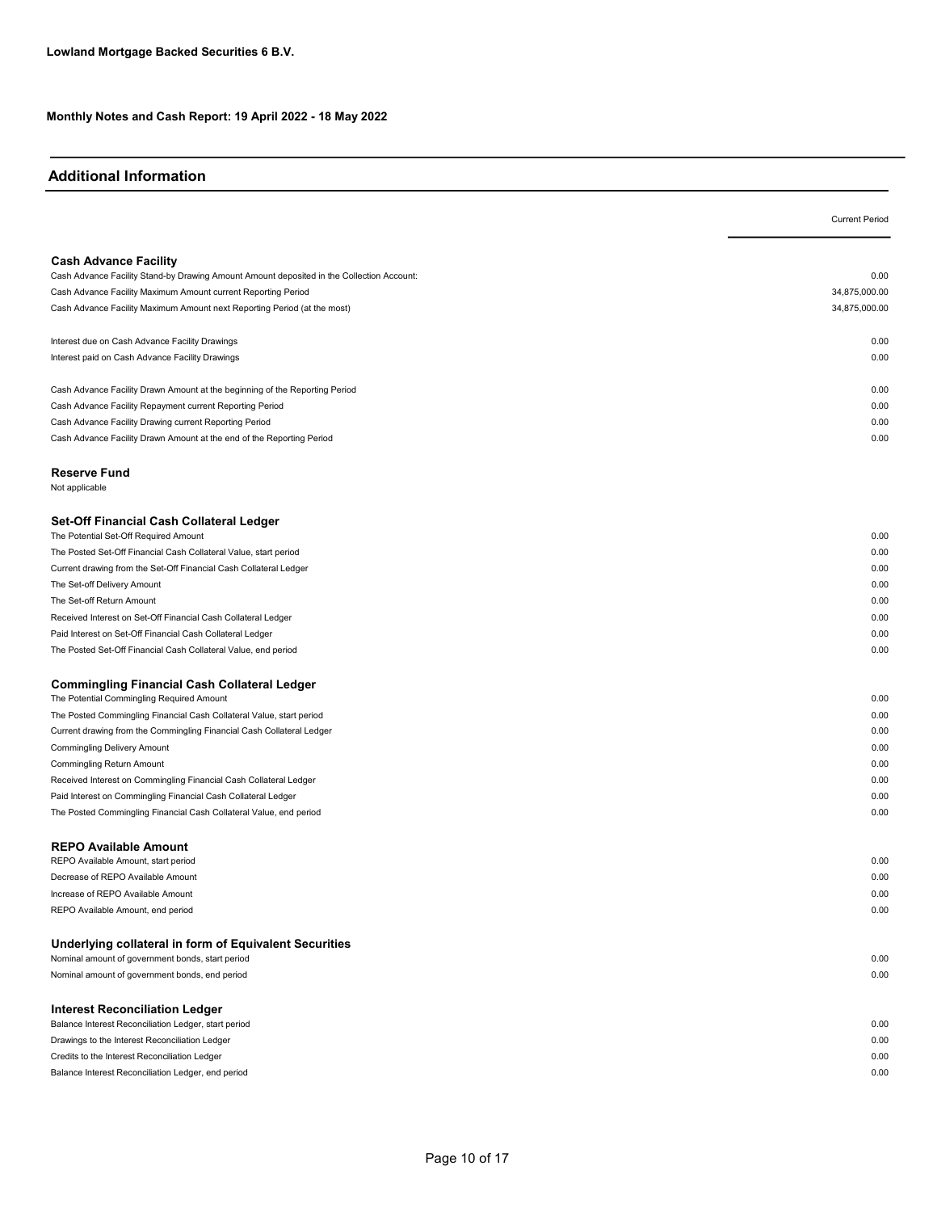**Lowland Mortgage Backed Securities 6 B.V.**

**Monthly Notes and Cash Report: 19 April 2022 - 18 May 2022**

## Additional Information

| | Current Period |
|---|---|
| **Cash Advance Facility** | |
| Cash Advance Facility Stand-by Drawing Amount Amount deposited in the Collection Account: | 0.00 |
| Cash Advance Facility Maximum Amount current Reporting Period | 34,875,000.00 |
| Cash Advance Facility Maximum Amount next Reporting Period (at the most) | 34,875,000.00 |
| | |
| Interest due on Cash Advance Facility Drawings | 0.00 |
| Interest paid on Cash Advance Facility Drawings | 0.00 |
| | |
| Cash Advance Facility Drawn Amount at the beginning of the Reporting Period | 0.00 |
| Cash Advance Facility Repayment current Reporting Period | 0.00 |
| Cash Advance Facility Drawing current Reporting Period | 0.00 |
| Cash Advance Facility Drawn Amount at the end of the Reporting Period | 0.00 |
| | |
| **Reserve Fund** | |
| Not applicable | |
| | |
| **Set-Off Financial Cash Collateral Ledger** | |
| The Potential Set-Off Required Amount | 0.00 |
| The Posted Set-Off Financial Cash Collateral Value, start period | 0.00 |
| Current drawing from the Set-Off Financial Cash Collateral Ledger | 0.00 |
| The Set-off Delivery Amount | 0.00 |
| The Set-off Return Amount | 0.00 |
| Received Interest on Set-Off Financial Cash Collateral Ledger | 0.00 |
| Paid Interest on Set-Off Financial Cash Collateral Ledger | 0.00 |
| The Posted Set-Off Financial Cash Collateral Value, end period | 0.00 |
| | |
| **Commingling Financial Cash Collateral Ledger** | |
| The Potential Commingling Required Amount | 0.00 |
| The Posted Commingling Financial Cash Collateral Value, start period | 0.00 |
| Current drawing from the Commingling Financial Cash Collateral Ledger | 0.00 |
| Commingling Delivery Amount | 0.00 |
| Commingling Return Amount | 0.00 |
| Received Interest on Commingling Financial Cash Collateral Ledger | 0.00 |
| Paid Interest on Commingling Financial Cash Collateral Ledger | 0.00 |
| The Posted Commingling Financial Cash Collateral Value, end period | 0.00 |
| | |
| **REPO Available Amount** | |
| REPO Available Amount, start period | 0.00 |
| Decrease of REPO Available Amount | 0.00 |
| Increase of REPO Available Amount | 0.00 |
| REPO Available Amount, end period | 0.00 |
| | |
| **Underlying collateral in form of Equivalent Securities** | |
| Nominal amount of government bonds, start period | 0.00 |
| Nominal amount of government bonds, end period | 0.00 |
| | |
| **Interest Reconciliation Ledger** | |
| Balance Interest Reconciliation Ledger, start period | 0.00 |
| Drawings to the Interest Reconciliation Ledger | 0.00 |
| Credits to the Interest Reconciliation Ledger | 0.00 |
| Balance Interest Reconciliation Ledger, end period | 0.00 |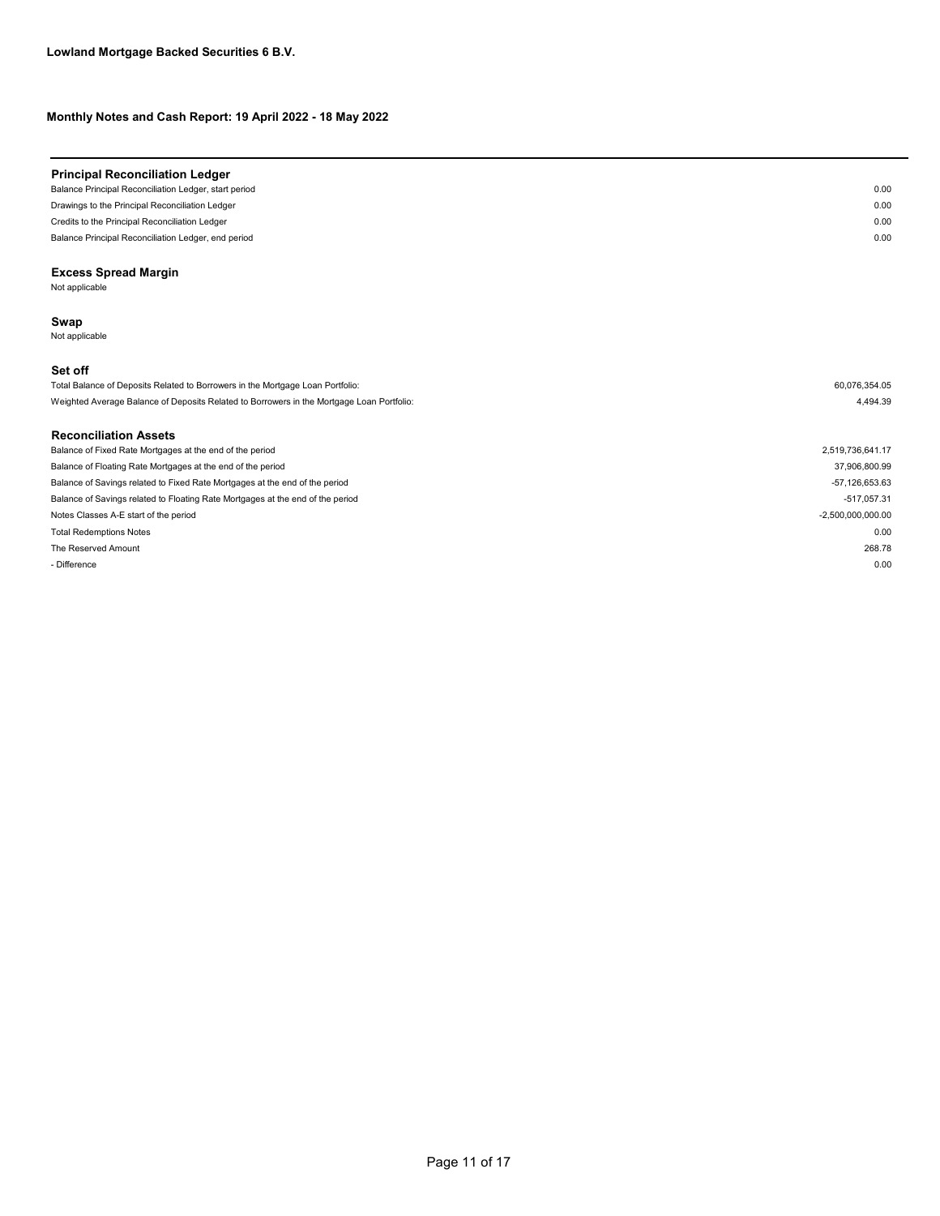**Lowland Mortgage Backed Securities 6 B.V.**

**Monthly Notes and Cash Report: 19 April 2022 - 18 May 2022**

### Principal Reconciliation Ledger

| | |
|---|---:|
| Balance Principal Reconciliation Ledger, start period | 0.00 |
| Drawings to the Principal Reconciliation Ledger | 0.00 |
| Credits to the Principal Reconciliation Ledger | 0.00 |
| Balance Principal Reconciliation Ledger, end period | 0.00 |

### Excess Spread Margin

Not applicable

### Swap

Not applicable

### Set off

| | |
|---|---:|
| Total Balance of Deposits Related to Borrowers in the Mortgage Loan Portfolio: | 60,076,354.05 |
| Weighted Average Balance of Deposits Related to Borrowers in the Mortgage Loan Portfolio: | 4,494.39 |

### Reconciliation Assets

| | |
|---|---:|
| Balance of Fixed Rate Mortgages at the end of the period | 2,519,736,641.17 |
| Balance of Floating Rate Mortgages at the end of the period | 37,906,800.99 |
| Balance of Savings related to Fixed Rate Mortgages at the end of the period | -57,126,653.63 |
| Balance of Savings related to Floating Rate Mortgages at the end of the period | -517,057.31 |
| Notes Classes A-E start of the period | -2,500,000,000.00 |
| Total Redemptions Notes | 0.00 |
| The Reserved Amount | 268.78 |
| - Difference | 0.00 |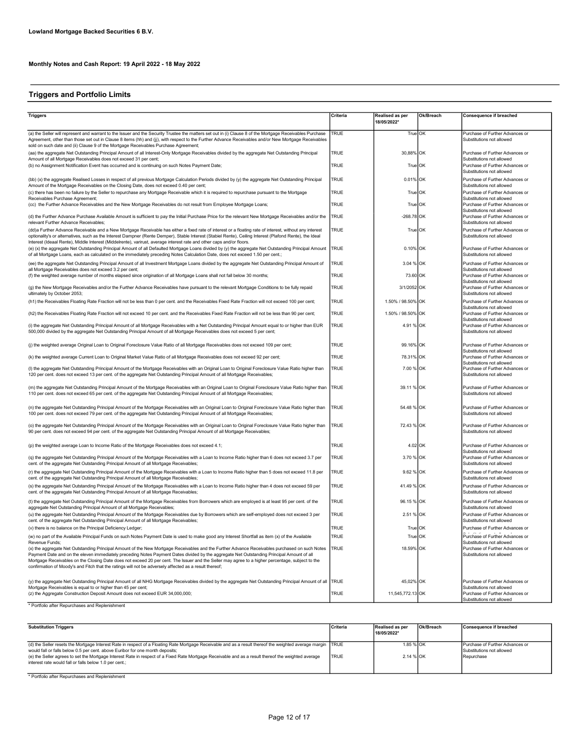**Lowland Mortgage Backed Securities 6 B.V.**

**Monthly Notes and Cash Report: 19 April 2022 - 18 May 2022**

## Triggers and Portfolio Limits

| Triggers | Criteria | Realised as per 18/05/2022* | Ok/Breach | Consequence if breached |
|---|---|---|---|---|
| (a) the Seller will represent and warrant to the Issuer and the Security Trustee the matters set out in (i) Clause 8 of the Mortgage Receivables Purchase Agreement, other than those set out in Clause 8 items (hh) and (jj), with respect to the Further Advance Receivables and/or New Mortgage Receivables sold on such date and (ii) Clause 9 of the Mortgage Receivables Purchase Agreement; | TRUE | True | OK | Purchase of Further Advances or Substitutions not allowed |
| (aa) the aggregate Net Outstanding Principal Amount of all Interest-Only Mortgage Receivables divided by the aggregate Net Outstanding Principal Amount of all Mortgage Receivables does not exceed 31 per cent; | TRUE | 30,88% | OK | Purchase of Further Advances or Substitutions not allowed |
| (b) no Assignment Notification Event has occurred and is continuing on such Notes Payment Date; | TRUE | True | OK | Purchase of Further Advances or Substitutions not allowed |
| (bb) (x) the aggregate Realised Losses in respect of all previous Mortgage Calculation Periods divided by (y) the aggregate Net Outstanding Principal Amount of the Mortgage Receivables on the Closing Date, does not exceed 0.40 per cent; | TRUE | 0.01% | OK | Purchase of Further Advances or Substitutions not allowed |
| (c) there has been no failure by the Seller to repurchase any Mortgage Receivable which it is required to repurchase pursuant to the Mortgage Receivables Purchase Agreement; | TRUE | True | OK | Purchase of Further Advances or Substitutions not allowed |
| (cc) the Further Advance Receivables and the New Mortgage Receivables do not result from Employee Mortgage Loans; | TRUE | True | OK | Purchase of Further Advances or Substitutions not allowed |
| (d) the Further Advance Purchase Available Amount is sufficient to pay the Initial Purchase Price for the relevant New Mortgage Receivables and/or the relevant Further Advance Receivables; | TRUE | -268.78 | OK | Purchase of Further Advances or Substitutions not allowed |
| (dd)a Further Advance Receivable and a New Mortgage Receivable has either a fixed rate of interest or a floating rate of interest, without any interest optionality's or alternatives, such as the Interest Dampner (Rente Demper), Stable Interest (Stabiel Rente), Ceiling Interest (Plafond Rente), the Ideal Interest (Ideaal Rente), Middle Interest (Middelrente), varirust, average interest rate and other caps and/or floors. | TRUE | True | OK | Purchase of Further Advances or Substitutions not allowed |
| (e) (x) the aggregate Net Outstanding Principal Amount of all Defaulted Mortgage Loans divided by (y) the aggregate Net Outstanding Principal Amount of all Mortgage Loans, each as calculated on the immediately preceding Notes Calculation Date, does not exceed 1.50 per cent.; | TRUE | 0.10% | OK | Purchase of Further Advances or Substitutions not allowed |
| (ee) the aggregate Net Outstanding Principal Amount of all Investment Mortgage Loans divided by the aggregate Net Outstanding Principal Amount of all Mortgage Receivables does not exceed 3.2 per cent; | TRUE | 3.04 % | OK | Purchase of Further Advances or Substitutions not allowed |
| (f) the weighted average number of months elapsed since origination of all Mortgage Loans shall not fall below 30 months; | TRUE | 73.60 | OK | Purchase of Further Advances or Substitutions not allowed |
| (g) the New Mortgage Receivables and/or the Further Advance Receivables have pursuant to the relevant Mortgage Conditions to be fully repaid ultimately by October 2053; | TRUE | 3/1/2052 | OK | Purchase of Further Advances or Substitutions not allowed |
| (h1) the Receivables Floating Rate Fraction will not be less than 0 per cent. and the Receivables Fixed Rate Fraction will not exceed 100 per cent; | TRUE | 1.50% / 98.50% | OK | Purchase of Further Advances or Substitutions not allowed |
| (h2) the Receivables Floating Rate Fraction will not exceed 10 per cent. and the Receivables Fixed Rate Fraction will not be less than 90 per cent; | TRUE | 1.50% / 98.50% | OK | Purchase of Further Advances or Substitutions not allowed |
| (i) the aggregate Net Outstanding Principal Amount of all Mortgage Receivables with a Net Outstanding Principal Amount equal to or higher than EUR 500,000 divided by the aggregate Net Outstanding Principal Amount of all Mortgage Receivables does not exceed 5 per cent; | TRUE | 4.91 % | OK | Purchase of Further Advances or Substitutions not allowed |
| (j) the weighted average Original Loan to Original Foreclosure Value Ratio of all Mortgage Receivables does not exceed 109 per cent; | TRUE | 99.16% | OK | Purchase of Further Advances or Substitutions not allowed |
| (k) the weighted average Current Loan to Original Market Value Ratio of all Mortgage Receivables does not exceed 92 per cent; | TRUE | 78.31% | OK | Purchase of Further Advances or Substitutions not allowed |
| (l) the aggregate Net Outstanding Principal Amount of the Mortgage Receivables with an Original Loan to Original Foreclosure Value Ratio higher than 120 per cent. does not exceed 13 per cent. of the aggregate Net Outstanding Principal Amount of all Mortgage Receivables; | TRUE | 7.00 % | OK | Purchase of Further Advances or Substitutions not allowed |
| (m) the aggregate Net Outstanding Principal Amount of the Mortgage Receivables with an Original Loan to Original Foreclosure Value Ratio higher than 110 per cent. does not exceed 65 per cent. of the aggregate Net Outstanding Principal Amount of all Mortgage Receivables; | TRUE | 39.11 % | OK | Purchase of Further Advances or Substitutions not allowed |
| (n) the aggregate Net Outstanding Principal Amount of the Mortgage Receivables with an Original Loan to Original Foreclosure Value Ratio higher than 100 per cent. does not exceed 79 per cent. of the aggregate Net Outstanding Principal Amount of all Mortgage Receivables; | TRUE | 54.48 % | OK | Purchase of Further Advances or Substitutions not allowed |
| (o) the aggregate Net Outstanding Principal Amount of the Mortgage Receivables with an Original Loan to Original Foreclosure Value Ratio higher than 90 per cent. does not exceed 94 per cent. of the aggregate Net Outstanding Principal Amount of all Mortgage Receivables; | TRUE | 72.43 % | OK | Purchase of Further Advances or Substitutions not allowed |
| (p) the weighted average Loan to Income Ratio of the Mortgage Receivables does not exceed 4.1; | TRUE | 4.02 | OK | Purchase of Further Advances or Substitutions not allowed |
| (q) the aggregate Net Outstanding Principal Amount of the Mortgage Receivables with a Loan to Income Ratio higher than 6 does not exceed 3.7 per cent. of the aggregate Net Outstanding Principal Amount of all Mortgage Receivables; | TRUE | 3.70 % | OK | Purchase of Further Advances or Substitutions not allowed |
| (r) the aggregate Net Outstanding Principal Amount of the Mortgage Receivables with a Loan to Income Ratio higher than 5 does not exceed 11.8 per cent. of the aggregate Net Outstanding Principal Amount of all Mortgage Receivables; | TRUE | 9.62 % | OK | Purchase of Further Advances or Substitutions not allowed |
| (s) the aggregate Net Outstanding Principal Amount of the Mortgage Receivables with a Loan to Income Ratio higher than 4 does not exceed 59 per cent. of the aggregate Net Outstanding Principal Amount of all Mortgage Receivables; | TRUE | 41.49 % | OK | Purchase of Further Advances or Substitutions not allowed |
| (t) the aggregate Net Outstanding Principal Amount of the Mortgage Receivables from Borrowers which are employed is at least 95 per cent. of the aggregate Net Outstanding Principal Amount of all Mortgage Receivables; | TRUE | 96.15 % | OK | Purchase of Further Advances or Substitutions not allowed |
| (u) the aggregate Net Outstanding Principal Amount of the Mortgage Receivables due by Borrowers which are self-employed does not exceed 3 per cent. of the aggregate Net Outstanding Principal Amount of all Mortgage Receivables; | TRUE | 2.51 % | OK | Purchase of Further Advances or Substitutions not allowed |
| (v) there is no balance on the Principal Deficiency Ledger; | TRUE | True | OK | Purchase of Further Advances or Substitutions not allowed |
| (w) no part of the Available Principal Funds on such Notes Payment Date is used to make good any Interest Shortfall as item (x) of the Available Revenue Funds; | TRUE | True | OK | Purchase of Further Advances or Substitutions not allowed |
| (x) the aggregate Net Outstanding Principal Amount of the New Mortgage Receivables and the Further Advance Receivables purchased on such Notes Payment Date and on the eleven immediately preceding Notes Payment Dates divided by the aggregate Net Outstanding Principal Amount of all Mortgage Receivables on the Closing Date does not exceed 20 per cent. The Issuer and the Seller may agree to a higher percentage, subject to the confirmation of Moody's and Fitch that the ratings will not be adversely affected as a result thereof; | TRUE | 18.59% | OK | Purchase of Further Advances or Substitutions not allowed |
| (y) the aggregate Net Outstanding Principal Amount of all NHG Mortgage Receivables divided by the aggregate Net Outstanding Principal Amount of all Mortgage Receivables is equal to or higher than 45 per cent; | TRUE | 45,02% | OK | Purchase of Further Advances or Substitutions not allowed |
| (z) the Aggregate Construction Deposit Amount does not exceed EUR 34,000,000; | TRUE | 11,545,772.13 | OK | Purchase of Further Advances or Substitutions not allowed |

\* Portfolio after Repurchases and Replenishment

| Substitution Triggers | Criteria | Realised as per 18/05/2022* | Ok/Breach | Consequence if breached |
|---|---|---|---|---|
| (d) the Seller resets the Mortgage Interest Rate in respect of a Floating Rate Mortgage Receivable and as a result thereof the weighted average margin would fall or falls below 0.5 per cent. above Euribor for one month deposits; | TRUE | 1.85 % | OK | Purchase of Further Advances or Substitutions not allowed |
| (e) the Seller agrees to set the Mortgage Interest Rate in respect of a Fixed Rate Mortgage Receivable and as a result thereof the weighted average interest rate would fall or falls below 1.0 per cent.; | TRUE | 2.14 % | OK | Repurchase |

\* Portfolio after Repurchases and Replenishment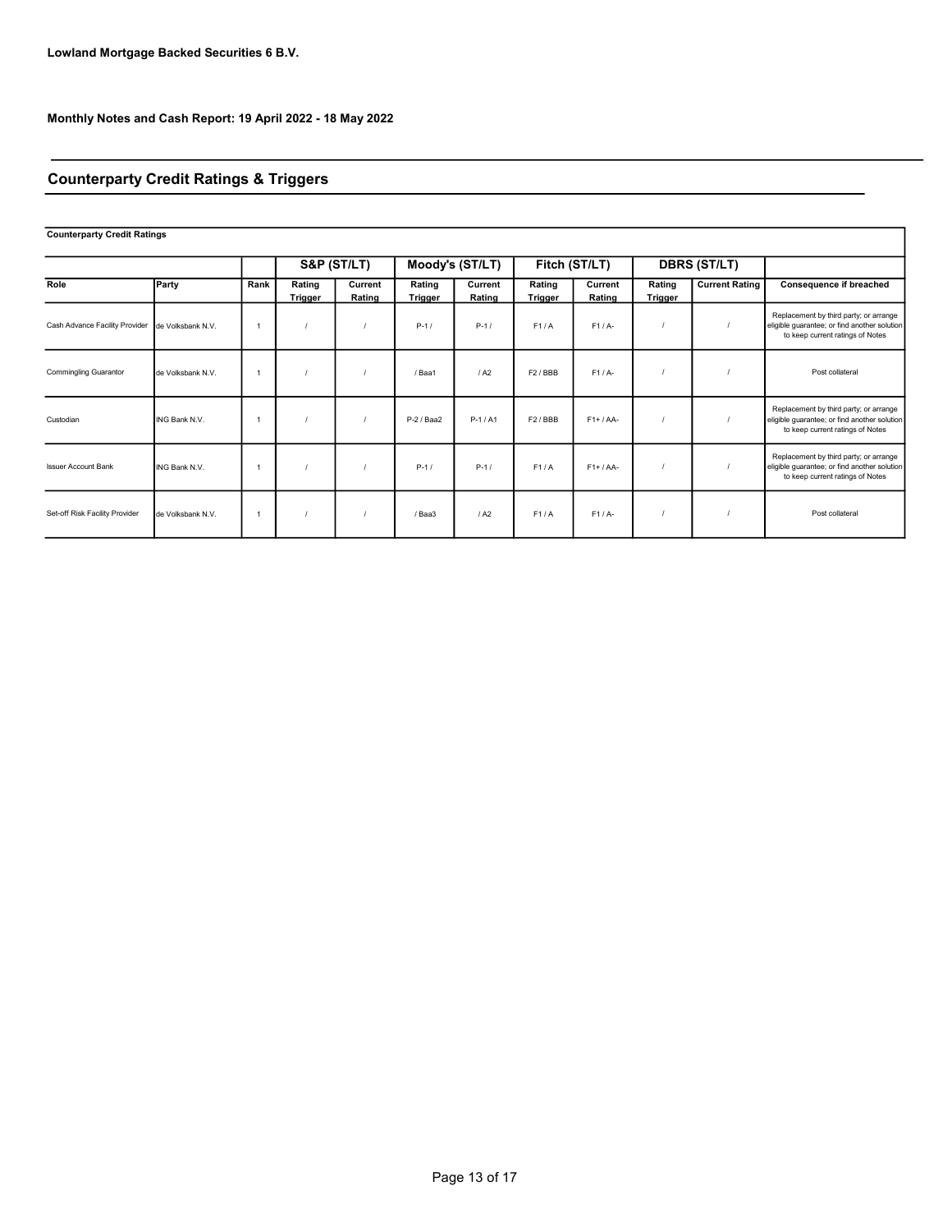**Lowland Mortgage Backed Securities 6 B.V.**

**Monthly Notes and Cash Report: 19 April 2022 - 18 May 2022**

## Counterparty Credit Ratings & Triggers

**Counterparty Credit Ratings**

| | | | S&P (ST/LT) | | Moody's (ST/LT) | | Fitch (ST/LT) | | DBRS (ST/LT) | | |
|---|---|---|---|---|---|---|---|---|---|---|---|
| **Role** | **Party** | **Rank** | **Rating Trigger** | **Current Rating** | **Rating Trigger** | **Current Rating** | **Rating Trigger** | **Current Rating** | **Rating Trigger** | **Current Rating** | **Consequence if breached** |
| Cash Advance Facility Provider | de Volksbank N.V. | 1 | / | / | P-1 / | P-1 / | F1 / A | F1 / A- | / | / | Replacement by third party; or arrange eligible guarantee; or find another solution to keep current ratings of Notes |
| Commingling Guarantor | de Volksbank N.V. | 1 | / | / | / Baa1 | / A2 | F2 / BBB | F1 / A- | / | / | Post collateral |
| Custodian | ING Bank N.V. | 1 | / | / | P-2 / Baa2 | P-1 / A1 | F2 / BBB | F1+ / AA- | / | / | Replacement by third party; or arrange eligible guarantee; or find another solution to keep current ratings of Notes |
| Issuer Account Bank | ING Bank N.V. | 1 | / | / | P-1 / | P-1 / | F1 / A | F1+ / AA- | / | / | Replacement by third party; or arrange eligible guarantee; or find another solution to keep current ratings of Notes |
| Set-off Risk Facility Provider | de Volksbank N.V. | 1 | / | / | / Baa3 | / A2 | F1 / A | F1 / A- | / | / | Post collateral |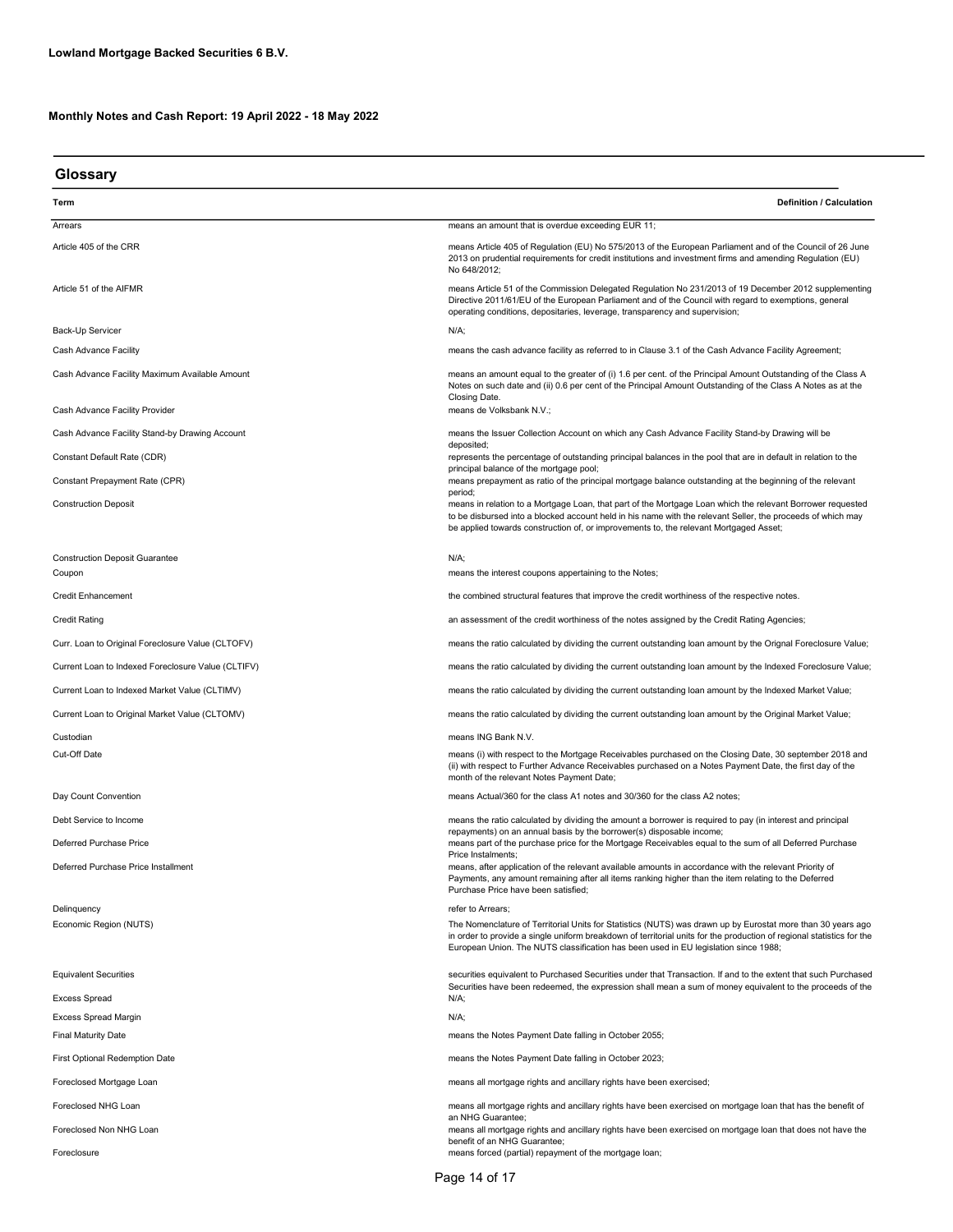**Lowland Mortgage Backed Securities 6 B.V.**

**Monthly Notes and Cash Report: 19 April 2022 - 18 May 2022**

## Glossary

| Term | Definition / Calculation |
| --- | --- |
| Arrears | means an amount that is overdue exceeding EUR 11; |
| Article 405 of the CRR | means Article 405 of Regulation (EU) No 575/2013 of the European Parliament and of the Council of 26 June 2013 on prudential requirements for credit institutions and investment firms and amending Regulation (EU) No 648/2012; |
| Article 51 of the AIFMR | means Article 51 of the Commission Delegated Regulation No 231/2013 of 19 December 2012 supplementing Directive 2011/61/EU of the European Parliament and of the Council with regard to exemptions, general operating conditions, depositaries, leverage, transparency and supervision; |
| Back-Up Servicer | N/A; |
| Cash Advance Facility | means the cash advance facility as referred to in Clause 3.1 of the Cash Advance Facility Agreement; |
| Cash Advance Facility Maximum Available Amount | means an amount equal to the greater of (i) 1.6 per cent. of the Principal Amount Outstanding of the Class A Notes on such date and (ii) 0.6 per cent of the Principal Amount Outstanding of the Class A Notes as at the Closing Date. |
| Cash Advance Facility Provider | means de Volksbank N.V.; |
| Cash Advance Facility Stand-by Drawing Account | means the Issuer Collection Account on which any Cash Advance Facility Stand-by Drawing will be deposited; |
| Constant Default Rate (CDR) | represents the percentage of outstanding principal balances in the pool that are in default in relation to the principal balance of the mortgage pool; |
| Constant Prepayment Rate (CPR) | means prepayment as ratio of the principal mortgage balance outstanding at the beginning of the relevant period; |
| Construction Deposit | means in relation to a Mortgage Loan, that part of the Mortgage Loan which the relevant Borrower requested to be disbursed into a blocked account held in his name with the relevant Seller, the proceeds of which may be applied towards construction of, or improvements to, the relevant Mortgaged Asset; |
| Construction Deposit Guarantee | N/A; |
| Coupon | means the interest coupons appertaining to the Notes; |
| Credit Enhancement | the combined structural features that improve the credit worthiness of the respective notes. |
| Credit Rating | an assessment of the credit worthiness of the notes assigned by the Credit Rating Agencies; |
| Curr. Loan to Original Foreclosure Value (CLTOFV) | means the ratio calculated by dividing the current outstanding loan amount by the Orignal Foreclosure Value; |
| Current Loan to Indexed Foreclosure Value (CLTIFV) | means the ratio calculated by dividing the current outstanding loan amount by the Indexed Foreclosure Value; |
| Current Loan to Indexed Market Value (CLTIMV) | means the ratio calculated by dividing the current outstanding loan amount by the Indexed Market Value; |
| Current Loan to Original Market Value (CLTOMV) | means the ratio calculated by dividing the current outstanding loan amount by the Original Market Value; |
| Custodian | means ING Bank N.V. |
| Cut-Off Date | means (i) with respect to the Mortgage Receivables purchased on the Closing Date, 30 september 2018 and (ii) with respect to Further Advance Receivables purchased on a Notes Payment Date, the first day of the month of the relevant Notes Payment Date; |
| Day Count Convention | means Actual/360 for the class A1 notes and 30/360 for the class A2 notes; |
| Debt Service to Income | means the ratio calculated by dividing the amount a borrower is required to pay (in interest and principal repayments) on an annual basis by the borrower(s) disposable income; |
| Deferred Purchase Price | means part of the purchase price for the Mortgage Receivables equal to the sum of all Deferred Purchase Price Instalments; |
| Deferred Purchase Price Installment | means, after application of the relevant available amounts in accordance with the relevant Priority of Payments, any amount remaining after all items ranking higher than the item relating to the Deferred Purchase Price have been satisfied; |
| Delinquency | refer to Arrears; |
| Economic Region (NUTS) | The Nomenclature of Territorial Units for Statistics (NUTS) was drawn up by Eurostat more than 30 years ago in order to provide a single uniform breakdown of territorial units for the production of regional statistics for the European Union. The NUTS classification has been used in EU legislation since 1988; |
| Equivalent Securities | securities equivalent to Purchased Securities under that Transaction. If and to the extent that such Purchased Securities have been redeemed, the expression shall mean a sum of money equivalent to the proceeds of the |
| Excess Spread | N/A; |
| Excess Spread Margin | N/A; |
| Final Maturity Date | means the Notes Payment Date falling in October 2055; |
| First Optional Redemption Date | means the Notes Payment Date falling in October 2023; |
| Foreclosed Mortgage Loan | means all mortgage rights and ancillary rights have been exercised; |
| Foreclosed NHG Loan | means all mortgage rights and ancillary rights have been exercised on mortgage loan that has the benefit of an NHG Guarantee; |
| Foreclosed Non NHG Loan | means all mortgage rights and ancillary rights have been exercised on mortgage loan that does not have the benefit of an NHG Guarantee; |
| Foreclosure | means forced (partial) repayment of the mortgage loan; |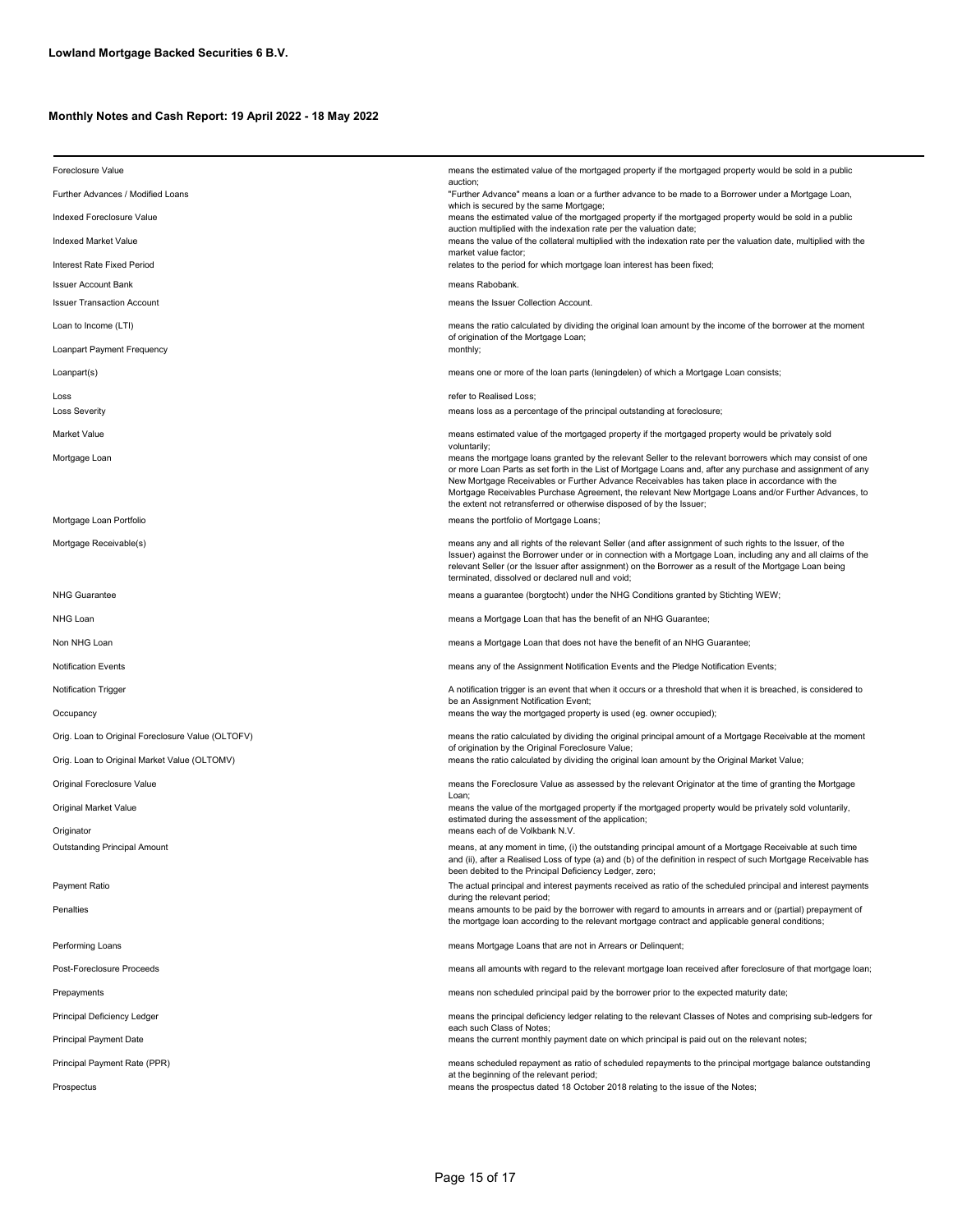**Lowland Mortgage Backed Securities 6 B.V.**

**Monthly Notes and Cash Report: 19 April 2022 - 18 May 2022**

| | |
|---|---|
| Foreclosure Value | means the estimated value of the mortgaged property if the mortgaged property would be sold in a public auction; |
| Further Advances / Modified Loans | "Further Advance" means a loan or a further advance to be made to a Borrower under a Mortgage Loan, which is secured by the same Mortgage; |
| Indexed Foreclosure Value | means the estimated value of the mortgaged property if the mortgaged property would be sold in a public auction multiplied with the indexation rate per the valuation date; |
| Indexed Market Value | means the value of the collateral multiplied with the indexation rate per the valuation date, multiplied with the market value factor; |
| Interest Rate Fixed Period | relates to the period for which mortgage loan interest has been fixed; |
| Issuer Account Bank | means Rabobank. |
| Issuer Transaction Account | means the Issuer Collection Account. |
| Loan to Income (LTI) | means the ratio calculated by dividing the original loan amount by the income of the borrower at the moment of origination of the Mortgage Loan; |
| Loanpart Payment Frequency | monthly; |
| Loanpart(s) | means one or more of the loan parts (leningdelen) of which a Mortgage Loan consists; |
| Loss | refer to Realised Loss; |
| Loss Severity | means loss as a percentage of the principal outstanding at foreclosure; |
| Market Value | means estimated value of the mortgaged property if the mortgaged property would be privately sold voluntarily; |
| Mortgage Loan | means the mortgage loans granted by the relevant Seller to the relevant borrowers which may consist of one or more Loan Parts as set forth in the List of Mortgage Loans and, after any purchase and assignment of any New Mortgage Receivables or Further Advance Receivables has taken place in accordance with the Mortgage Receivables Purchase Agreement, the relevant New Mortgage Loans and/or Further Advances, to the extent not retransferred or otherwise disposed of by the Issuer; |
| Mortgage Loan Portfolio | means the portfolio of Mortgage Loans; |
| Mortgage Receivable(s) | means any and all rights of the relevant Seller (and after assignment of such rights to the Issuer, of the Issuer) against the Borrower under or in connection with a Mortgage Loan, including any and all claims of the relevant Seller (or the Issuer after assignment) on the Borrower as a result of the Mortgage Loan being terminated, dissolved or declared null and void; |
| NHG Guarantee | means a guarantee (borgtocht) under the NHG Conditions granted by Stichting WEW; |
| NHG Loan | means a Mortgage Loan that has the benefit of an NHG Guarantee; |
| Non NHG Loan | means a Mortgage Loan that does not have the benefit of an NHG Guarantee; |
| Notification Events | means any of the Assignment Notification Events and the Pledge Notification Events; |
| Notification Trigger | A notification trigger is an event that when it occurs or a threshold that when it is breached, is considered to be an Assignment Notification Event; |
| Occupancy | means the way the mortgaged property is used (eg. owner occupied); |
| Orig. Loan to Original Foreclosure Value (OLTOFV) | means the ratio calculated by dividing the original principal amount of a Mortgage Receivable at the moment of origination by the Original Foreclosure Value; |
| Orig. Loan to Original Market Value (OLTOMV) | means the ratio calculated by dividing the original loan amount by the Original Market Value; |
| Original Foreclosure Value | means the Foreclosure Value as assessed by the relevant Originator at the time of granting the Mortgage Loan; |
| Original Market Value | means the value of the mortgaged property if the mortgaged property would be privately sold voluntarily, estimated during the assessment of the application; |
| Originator | means each of de Volkbank N.V. |
| Outstanding Principal Amount | means, at any moment in time, (i) the outstanding principal amount of a Mortgage Receivable at such time and (ii), after a Realised Loss of type (a) and (b) of the definition in respect of such Mortgage Receivable has been debited to the Principal Deficiency Ledger, zero; |
| Payment Ratio | The actual principal and interest payments received as ratio of the scheduled principal and interest payments during the relevant period; |
| Penalties | means amounts to be paid by the borrower with regard to amounts in arrears and or (partial) prepayment of the mortgage loan according to the relevant mortgage contract and applicable general conditions; |
| Performing Loans | means Mortgage Loans that are not in Arrears or Delinquent; |
| Post-Foreclosure Proceeds | means all amounts with regard to the relevant mortgage loan received after foreclosure of that mortgage loan; |
| Prepayments | means non scheduled principal paid by the borrower prior to the expected maturity date; |
| Principal Deficiency Ledger | means the principal deficiency ledger relating to the relevant Classes of Notes and comprising sub-ledgers for each such Class of Notes; |
| Principal Payment Date | means the current monthly payment date on which principal is paid out on the relevant notes; |
| Principal Payment Rate (PPR) | means scheduled repayment as ratio of scheduled repayments to the principal mortgage balance outstanding at the beginning of the relevant period; |
| Prospectus | means the prospectus dated 18 October 2018 relating to the issue of the Notes; |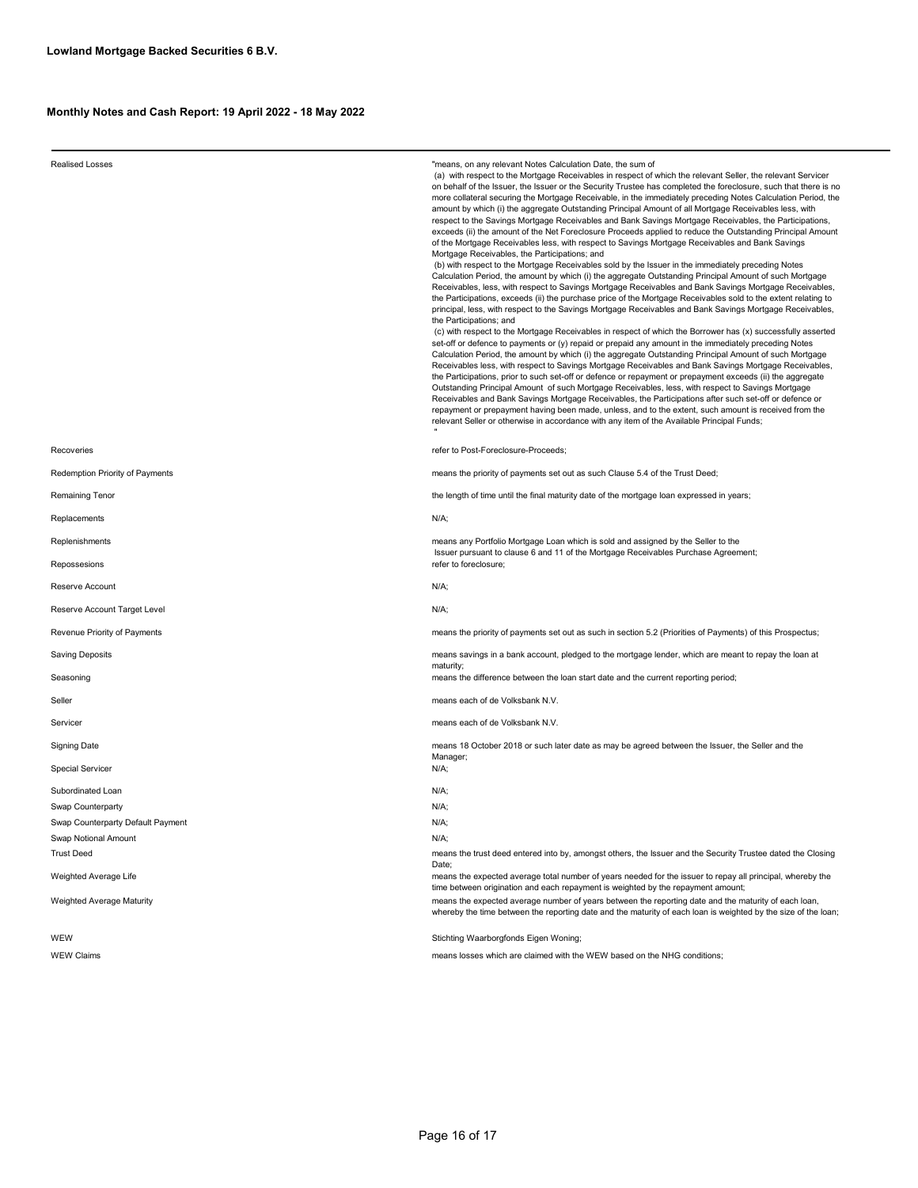**Lowland Mortgage Backed Securities 6 B.V.**

**Monthly Notes and Cash Report: 19 April 2022 - 18 May 2022**

| | |
|---|---|
| Realised Losses | "means, on any relevant Notes Calculation Date, the sum of (a) with respect to the Mortgage Receivables in respect of which the relevant Seller, the relevant Servicer on behalf of the Issuer, the Issuer or the Security Trustee has completed the foreclosure, such that there is no more collateral securing the Mortgage Receivable, in the immediately preceding Notes Calculation Period, the amount by which (i) the aggregate Outstanding Principal Amount of all Mortgage Receivables less, with respect to the Savings Mortgage Receivables and Bank Savings Mortgage Receivables, the Participations, exceeds (ii) the amount of the Net Foreclosure Proceeds applied to reduce the Outstanding Principal Amount of the Mortgage Receivables less, with respect to Savings Mortgage Receivables and Bank Savings Mortgage Receivables, the Participations; and (b) with respect to the Mortgage Receivables sold by the Issuer in the immediately preceding Notes Calculation Period, the amount by which (i) the aggregate Outstanding Principal Amount of such Mortgage Receivables, less, with respect to Savings Mortgage Receivables and Bank Savings Mortgage Receivables, the Participations, exceeds (ii) the purchase price of the Mortgage Receivables sold to the extent relating to principal, less, with respect to the Savings Mortgage Receivables and Bank Savings Mortgage Receivables, the Participations; and (c) with respect to the Mortgage Receivables in respect of which the Borrower has (x) successfully asserted set-off or defence to payments or (y) repaid or prepaid any amount in the immediately preceding Notes Calculation Period, the amount by which (i) the aggregate Outstanding Principal Amount of such Mortgage Receivables less, with respect to Savings Mortgage Receivables and Bank Savings Mortgage Receivables, the Participations, prior to such set-off or defence or repayment or prepayment exceeds (ii) the aggregate Outstanding Principal Amount of such Mortgage Receivables, less, with respect to Savings Mortgage Receivables and Bank Savings Mortgage Receivables, the Participations after such set-off or defence or repayment or prepayment having been made, unless, and to the extent, such amount is received from the relevant Seller or otherwise in accordance with any item of the Available Principal Funds; " |
| Recoveries | refer to Post-Foreclosure-Proceeds; |
| Redemption Priority of Payments | means the priority of payments set out as such Clause 5.4 of the Trust Deed; |
| Remaining Tenor | the length of time until the final maturity date of the mortgage loan expressed in years; |
| Replacements | N/A; |
| Replenishments | means any Portfolio Mortgage Loan which is sold and assigned by the Seller to the Issuer pursuant to clause 6 and 11 of the Mortgage Receivables Purchase Agreement; |
| Repossesions | refer to foreclosure; |
| Reserve Account | N/A; |
| Reserve Account Target Level | N/A; |
| Revenue Priority of Payments | means the priority of payments set out as such in section 5.2 (Priorities of Payments) of this Prospectus; |
| Saving Deposits | means savings in a bank account, pledged to the mortgage lender, which are meant to repay the loan at maturity; |
| Seasoning | means the difference between the loan start date and the current reporting period; |
| Seller | means each of de Volksbank N.V. |
| Servicer | means each of de Volksbank N.V. |
| Signing Date | means 18 October 2018 or such later date as may be agreed between the Issuer, the Seller and the Manager; |
| Special Servicer | N/A; |
| Subordinated Loan | N/A; |
| Swap Counterparty | N/A; |
| Swap Counterparty Default Payment | N/A; |
| Swap Notional Amount | N/A; |
| Trust Deed | means the trust deed entered into by, amongst others, the Issuer and the Security Trustee dated the Closing Date; |
| Weighted Average Life | means the expected average total number of years needed for the issuer to repay all principal, whereby the time between origination and each repayment is weighted by the repayment amount; |
| Weighted Average Maturity | means the expected average number of years between the reporting date and the maturity of each loan, whereby the time between the reporting date and the maturity of each loan is weighted by the size of the loan; |
| WEW | Stichting Waarborgfonds Eigen Woning; |
| WEW Claims | means losses which are claimed with the WEW based on the NHG conditions; |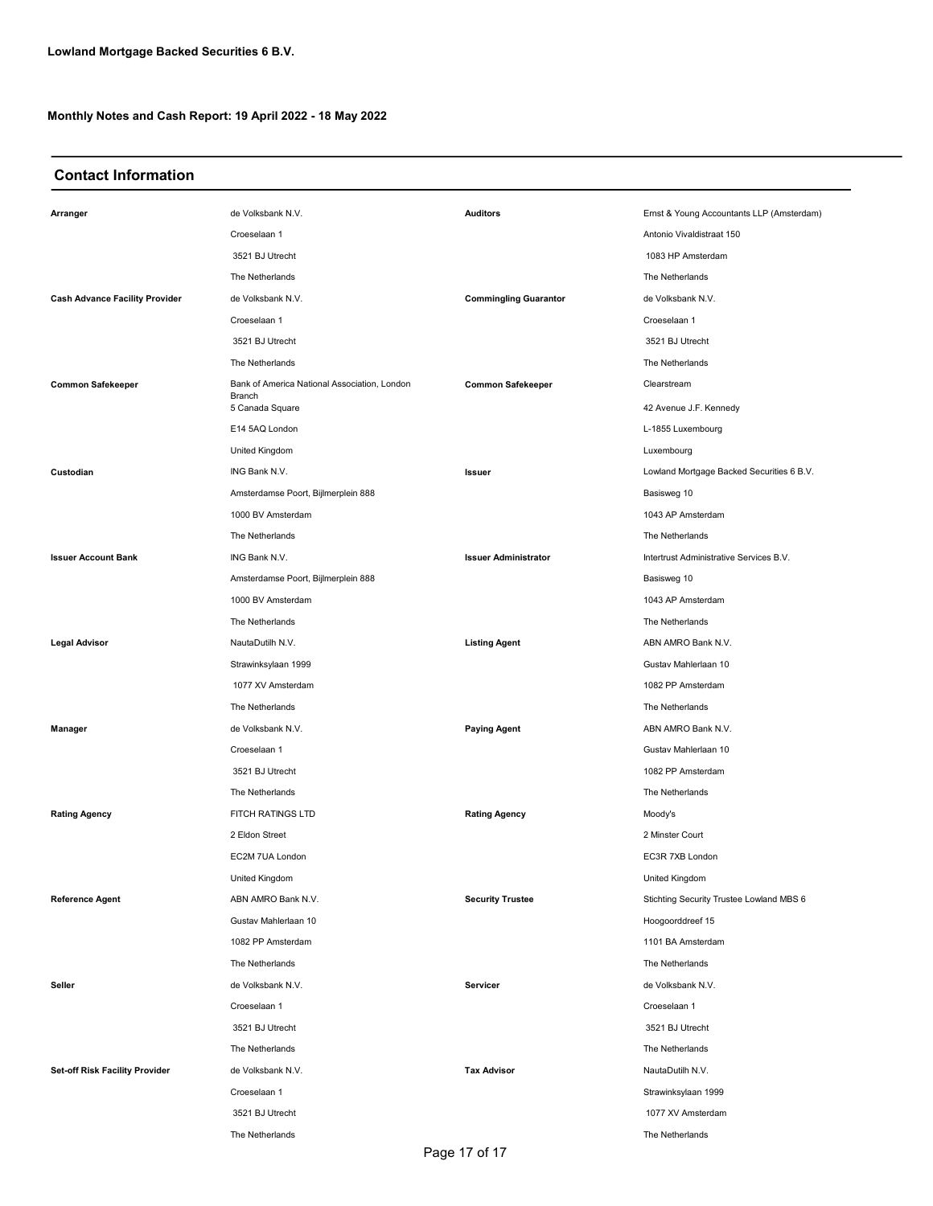**Lowland Mortgage Backed Securities 6 B.V.**

**Monthly Notes and Cash Report: 19 April 2022 - 18 May 2022**

## Contact Information

| | | | |
|---|---|---|---|
| **Arranger** | de Volksbank N.V. | **Auditors** | Ernst & Young Accountants LLP (Amsterdam) |
| | Croeselaan 1 | | Antonio Vivaldistraat 150 |
| | 3521 BJ Utrecht | | 1083 HP Amsterdam |
| | The Netherlands | | The Netherlands |
| **Cash Advance Facility Provider** | de Volksbank N.V. | **Commingling Guarantor** | de Volksbank N.V. |
| | Croeselaan 1 | | Croeselaan 1 |
| | 3521 BJ Utrecht | | 3521 BJ Utrecht |
| | The Netherlands | | The Netherlands |
| **Common Safekeeper** | Bank of America National Association, London Branch | **Common Safekeeper** | Clearstream |
| | 5 Canada Square | | 42 Avenue J.F. Kennedy |
| | E14 5AQ London | | L-1855 Luxembourg |
| | United Kingdom | | Luxembourg |
| **Custodian** | ING Bank N.V. | **Issuer** | Lowland Mortgage Backed Securities 6 B.V. |
| | Amsterdamse Poort, Bijlmerplein 888 | | Basisweg 10 |
| | 1000 BV Amsterdam | | 1043 AP Amsterdam |
| | The Netherlands | | The Netherlands |
| **Issuer Account Bank** | ING Bank N.V. | **Issuer Administrator** | Intertrust Administrative Services B.V. |
| | Amsterdamse Poort, Bijlmerplein 888 | | Basisweg 10 |
| | 1000 BV Amsterdam | | 1043 AP Amsterdam |
| | The Netherlands | | The Netherlands |
| **Legal Advisor** | NautaDutilh N.V. | **Listing Agent** | ABN AMRO Bank N.V. |
| | Strawinksylaan 1999 | | Gustav Mahlerlaan 10 |
| | 1077 XV Amsterdam | | 1082 PP Amsterdam |
| | The Netherlands | | The Netherlands |
| **Manager** | de Volksbank N.V. | **Paying Agent** | ABN AMRO Bank N.V. |
| | Croeselaan 1 | | Gustav Mahlerlaan 10 |
| | 3521 BJ Utrecht | | 1082 PP Amsterdam |
| | The Netherlands | | The Netherlands |
| **Rating Agency** | FITCH RATINGS LTD | **Rating Agency** | Moody's |
| | 2 Eldon Street | | 2 Minster Court |
| | EC2M 7UA London | | EC3R 7XB London |
| | United Kingdom | | United Kingdom |
| **Reference Agent** | ABN AMRO Bank N.V. | **Security Trustee** | Stichting Security Trustee Lowland MBS 6 |
| | Gustav Mahlerlaan 10 | | Hoogoorddreef 15 |
| | 1082 PP Amsterdam | | 1101 BA Amsterdam |
| | The Netherlands | | The Netherlands |
| **Seller** | de Volksbank N.V. | **Servicer** | de Volksbank N.V. |
| | Croeselaan 1 | | Croeselaan 1 |
| | 3521 BJ Utrecht | | 3521 BJ Utrecht |
| | The Netherlands | | The Netherlands |
| **Set-off Risk Facility Provider** | de Volksbank N.V. | **Tax Advisor** | NautaDutilh N.V. |
| | Croeselaan 1 | | Strawinksylaan 1999 |
| | 3521 BJ Utrecht | | 1077 XV Amsterdam |
| | The Netherlands | | The Netherlands |